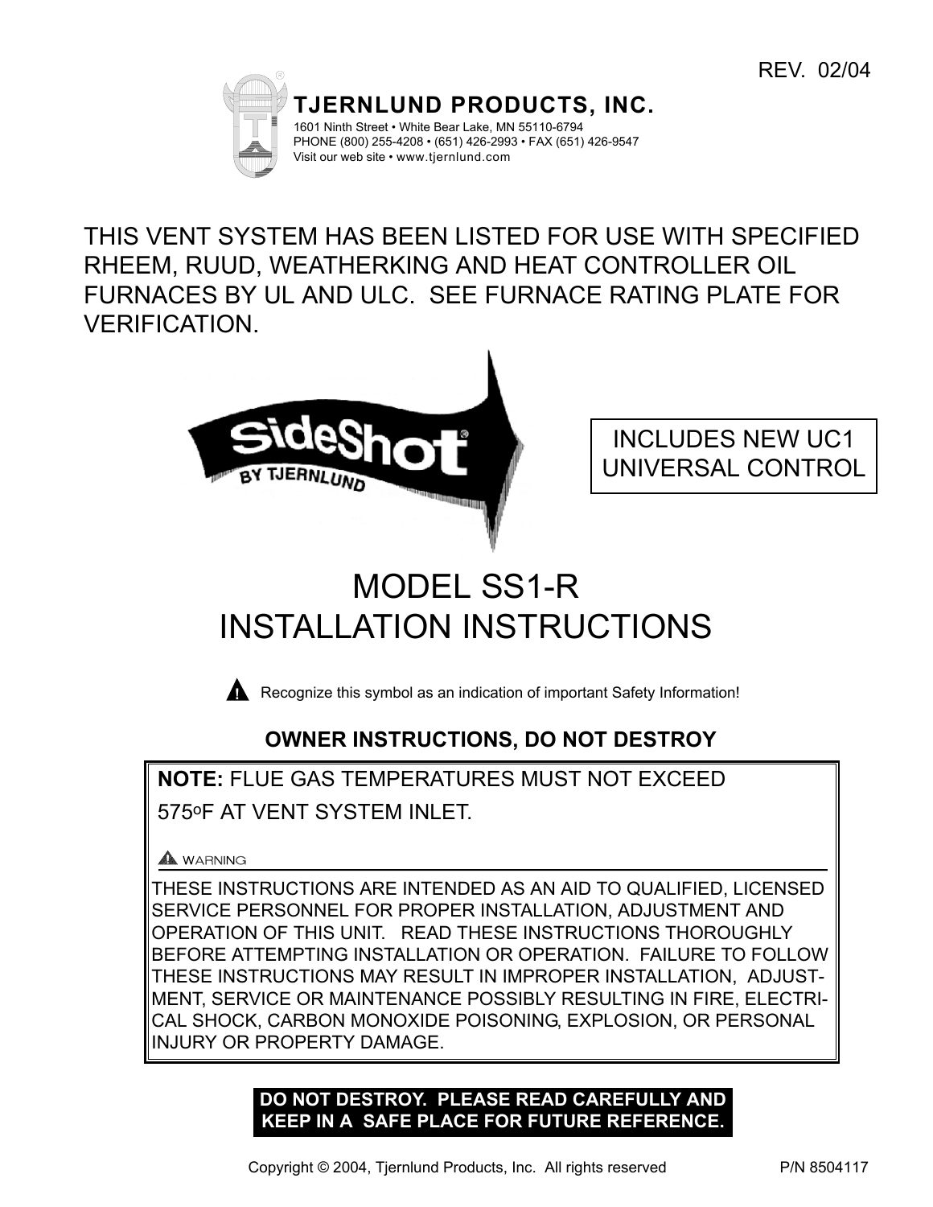REV. 02/04

**TJERNLUND PRODUCTS, INC.**

1601 Ninth Street • White Bear Lake, MN 55110-6794
PHONE (800) 255-4208 • (651) 426-2993 • FAX (651) 426-9547
Visit our web site • www.tjernlund.com

THIS VENT SYSTEM HAS BEEN LISTED FOR USE WITH SPECIFIED RHEEM, RUUD, WEATHERKING AND HEAT CONTROLLER OIL FURNACES BY UL AND ULC. SEE FURNACE RATING PLATE FOR VERIFICATION.

SideShot® BY TJERNLUND

INCLUDES NEW UC1 UNIVERSAL CONTROL

# MODEL SS1-R INSTALLATION INSTRUCTIONS

⚠ Recognize this symbol as an indication of important Safety Information!

**OWNER INSTRUCTIONS, DO NOT DESTROY**

**NOTE:** FLUE GAS TEMPERATURES MUST NOT EXCEED 575°F AT VENT SYSTEM INLET.

⚠ WARNING

THESE INSTRUCTIONS ARE INTENDED AS AN AID TO QUALIFIED, LICENSED SERVICE PERSONNEL FOR PROPER INSTALLATION, ADJUSTMENT AND OPERATION OF THIS UNIT. READ THESE INSTRUCTIONS THOROUGHLY BEFORE ATTEMPTING INSTALLATION OR OPERATION. FAILURE TO FOLLOW THESE INSTRUCTIONS MAY RESULT IN IMPROPER INSTALLATION, ADJUSTMENT, SERVICE OR MAINTENANCE POSSIBLY RESULTING IN FIRE, ELECTRICAL SHOCK, CARBON MONOXIDE POISONING, EXPLOSION, OR PERSONAL INJURY OR PROPERTY DAMAGE.

**DO NOT DESTROY. PLEASE READ CAREFULLY AND KEEP IN A SAFE PLACE FOR FUTURE REFERENCE.**

Copyright © 2004, Tjernlund Products, Inc. All rights reserved P/N 8504117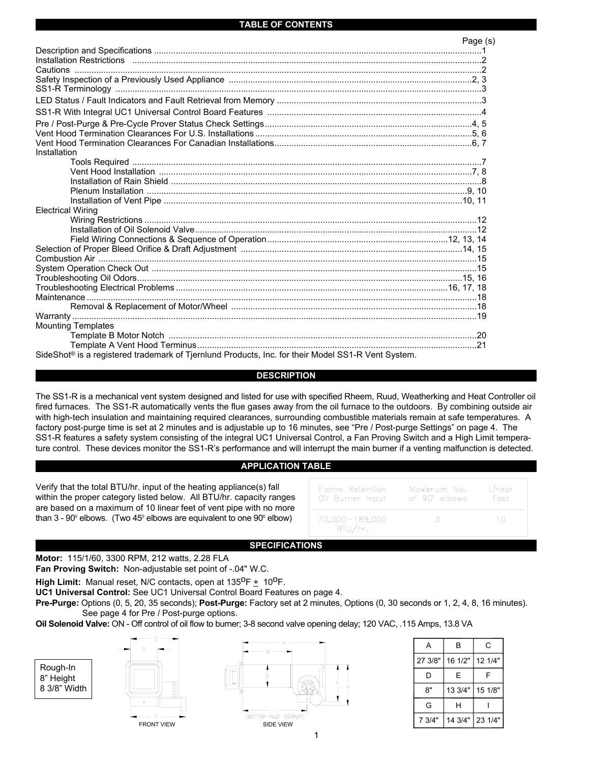## TABLE OF CONTENTS

| | Page (s) |
|---|---|
| Description and Specifications | 1 |
| Installation Restrictions | 2 |
| Cautions | 2 |
| Safety Inspection of a Previously Used Appliance | 2, 3 |
| SS1-R Terminology | 3 |
| LED Status / Fault Indicators and Fault Retrieval from Memory | 3 |
| SS1-R With Integral UC1 Universal Control Board Features | 4 |
| Pre / Post-Purge & Pre-Cycle Prover Status Check Settings | 4, 5 |
| Vent Hood Termination Clearances For U.S. Installations | 5, 6 |
| Vent Hood Termination Clearances For Canadian Installations | 6, 7 |
| Installation | |
| Tools Required | 7 |
| Vent Hood Installation | 7, 8 |
| Installation of Rain Shield | 8 |
| Plenum Installation | 9, 10 |
| Installation of Vent Pipe | 10, 11 |
| Electrical Wiring | |
| Wiring Restrictions | 12 |
| Installation of Oil Solenoid Valve | 12 |
| Field Wiring Connections & Sequence of Operation | 12, 13, 14 |
| Selection of Proper Bleed Orifice & Draft Adjustment | 14, 15 |
| Combustion Air | 15 |
| System Operation Check Out | 15 |
| Troubleshooting Oil Odors | 15, 16 |
| Troubleshooting Electrical Problems | 16, 17, 18 |
| Maintenance | 18 |
| Removal & Replacement of Motor/Wheel | 18 |
| Warranty | 19 |
| Mounting Templates | |
| Template B Motor Notch | 20 |
| Template A Vent Hood Terminus | 21 |

SideShot® is a registered trademark of Tjernlund Products, Inc. for their Model SS1-R Vent System.

## DESCRIPTION

The SS1-R is a mechanical vent system designed and listed for use with specified Rheem, Ruud, Weatherking and Heat Controller oil fired furnaces. The SS1-R automatically vents the flue gases away from the oil furnace to the outdoors. By combining outside air with high-tech insulation and maintaining required clearances, surrounding combustible materials remain at safe temperatures. A factory post-purge time is set at 2 minutes and is adjustable up to 16 minutes, see "Pre / Post-purge Settings" on page 4. The SS1-R features a safety system consisting of the integral UC1 Universal Control, a Fan Proving Switch and a High Limit temperature control. These devices monitor the SS1-R's performance and will interrupt the main burner if a venting malfunction is detected.

## APPLICATION TABLE

Verify that the total BTU/hr. input of the heating appliance(s) fall within the proper category listed below. All BTU/hr. capacity ranges are based on a maximum of 10 linear feet of vent pipe with no more than 3 - 90° elbows. (Two 45° elbows are equivalent to one 90° elbow)

| Flame Retention Oil Burner Input | Maximum No. of 90° elbows | Linear Feet |
|---|---|---|
| 70,000 – 189,000 BTU/hr. | 3 | 10 |

## SPECIFICATIONS

**Motor:** 115/1/60, 3300 RPM, 212 watts, 2.28 FLA

**Fan Proving Switch:** Non-adjustable set point of -.04" W.C.

**High Limit:** Manual reset, N/C contacts, open at 135°F ± 10°F.

**UC1 Universal Control:** See UC1 Universal Control Board Features on page 4.

**Pre-Purge:** Options (0, 5, 20, 35 seconds); **Post-Purge:** Factory set at 2 minutes, Options (0, 30 seconds or 1, 2, 4, 8, 16 minutes). See page 4 for Pre / Post-purge options.

**Oil Solenoid Valve:** ON - Off control of oil flow to burner; 3-8 second valve opening delay; 120 VAC, .115 Amps, 13.8 VA

Rough-In
8" Height
8 3/8" Width

FRONT VIEW

SIDE VIEW

| A | B | C |
|---|---|---|
| 27 3/8" | 16 1/2" | 12 1/4" |
| D | E | F |
| 8" | 13 3/4" | 15 1/8" |
| G | H | I |
| 7 3/4" | 14 3/4" | 23 1/4" |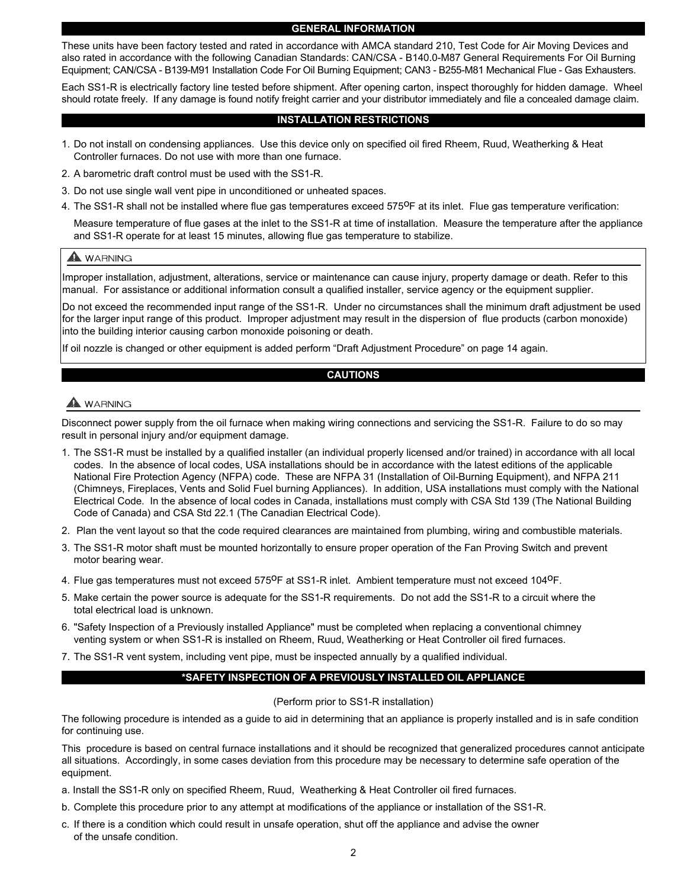## GENERAL INFORMATION

These units have been factory tested and rated in accordance with AMCA standard 210, Test Code for Air Moving Devices and also rated in accordance with the following Canadian Standards: CAN/CSA - B140.0-M87 General Requirements For Oil Burning Equipment; CAN/CSA - B139-M91 Installation Code For Oil Burning Equipment; CAN3 - B255-M81 Mechanical Flue - Gas Exhausters.

Each SS1-R is electrically factory line tested before shipment. After opening carton, inspect thoroughly for hidden damage. Wheel should rotate freely. If any damage is found notify freight carrier and your distributor immediately and file a concealed damage claim.

## INSTALLATION RESTRICTIONS

1. Do not install on condensing appliances. Use this device only on specified oil fired Rheem, Ruud, Weatherking & Heat Controller furnaces. Do not use with more than one furnace.
2. A barometric draft control must be used with the SS1-R.
3. Do not use single wall vent pipe in unconditioned or unheated spaces.
4. The SS1-R shall not be installed where flue gas temperatures exceed 575°F at its inlet. Flue gas temperature verification:

   Measure temperature of flue gases at the inlet to the SS1-R at time of installation. Measure the temperature after the appliance and SS1-R operate for at least 15 minutes, allowing flue gas temperature to stabilize.

> **⚠ WARNING**
>
> Improper installation, adjustment, alterations, service or maintenance can cause injury, property damage or death. Refer to this manual. For assistance or additional information consult a qualified installer, service agency or the equipment supplier.
>
> Do not exceed the recommended input range of the SS1-R. Under no circumstances shall the minimum draft adjustment be used for the larger input range of this product. Improper adjustment may result in the dispersion of flue products (carbon monoxide) into the building interior causing carbon monoxide poisoning or death.
>
> If oil nozzle is changed or other equipment is added perform “Draft Adjustment Procedure” on page 14 again.

## CAUTIONS

**⚠ WARNING**

Disconnect power supply from the oil furnace when making wiring connections and servicing the SS1-R. Failure to do so may result in personal injury and/or equipment damage.

1. The SS1-R must be installed by a qualified installer (an individual properly licensed and/or trained) in accordance with all local codes. In the absence of local codes, USA installations should be in accordance with the latest editions of the applicable National Fire Protection Agency (NFPA) code. These are NFPA 31 (Installation of Oil-Burning Equipment), and NFPA 211 (Chimneys, Fireplaces, Vents and Solid Fuel burning Appliances). In addition, USA installations must comply with the National Electrical Code. In the absence of local codes in Canada, installations must comply with CSA Std 139 (The National Building Code of Canada) and CSA Std 22.1 (The Canadian Electrical Code).
2. Plan the vent layout so that the code required clearances are maintained from plumbing, wiring and combustible materials.
3. The SS1-R motor shaft must be mounted horizontally to ensure proper operation of the Fan Proving Switch and prevent motor bearing wear.
4. Flue gas temperatures must not exceed 575°F at SS1-R inlet. Ambient temperature must not exceed 104°F.
5. Make certain the power source is adequate for the SS1-R requirements. Do not add the SS1-R to a circuit where the total electrical load is unknown.
6. "Safety Inspection of a Previously installed Appliance" must be completed when replacing a conventional chimney venting system or when SS1-R is installed on Rheem, Ruud, Weatherking or Heat Controller oil fired furnaces.
7. The SS1-R vent system, including vent pipe, must be inspected annually by a qualified individual.

## *SAFETY INSPECTION OF A PREVIOUSLY INSTALLED OIL APPLIANCE

(Perform prior to SS1-R installation)

The following procedure is intended as a guide to aid in determining that an appliance is properly installed and is in safe condition for continuing use.

This procedure is based on central furnace installations and it should be recognized that generalized procedures cannot anticipate all situations. Accordingly, in some cases deviation from this procedure may be necessary to determine safe operation of the equipment.

a. Install the SS1-R only on specified Rheem, Ruud, Weatherking & Heat Controller oil fired furnaces.

b. Complete this procedure prior to any attempt at modifications of the appliance or installation of the SS1-R.

c. If there is a condition which could result in unsafe operation, shut off the appliance and advise the owner of the unsafe condition.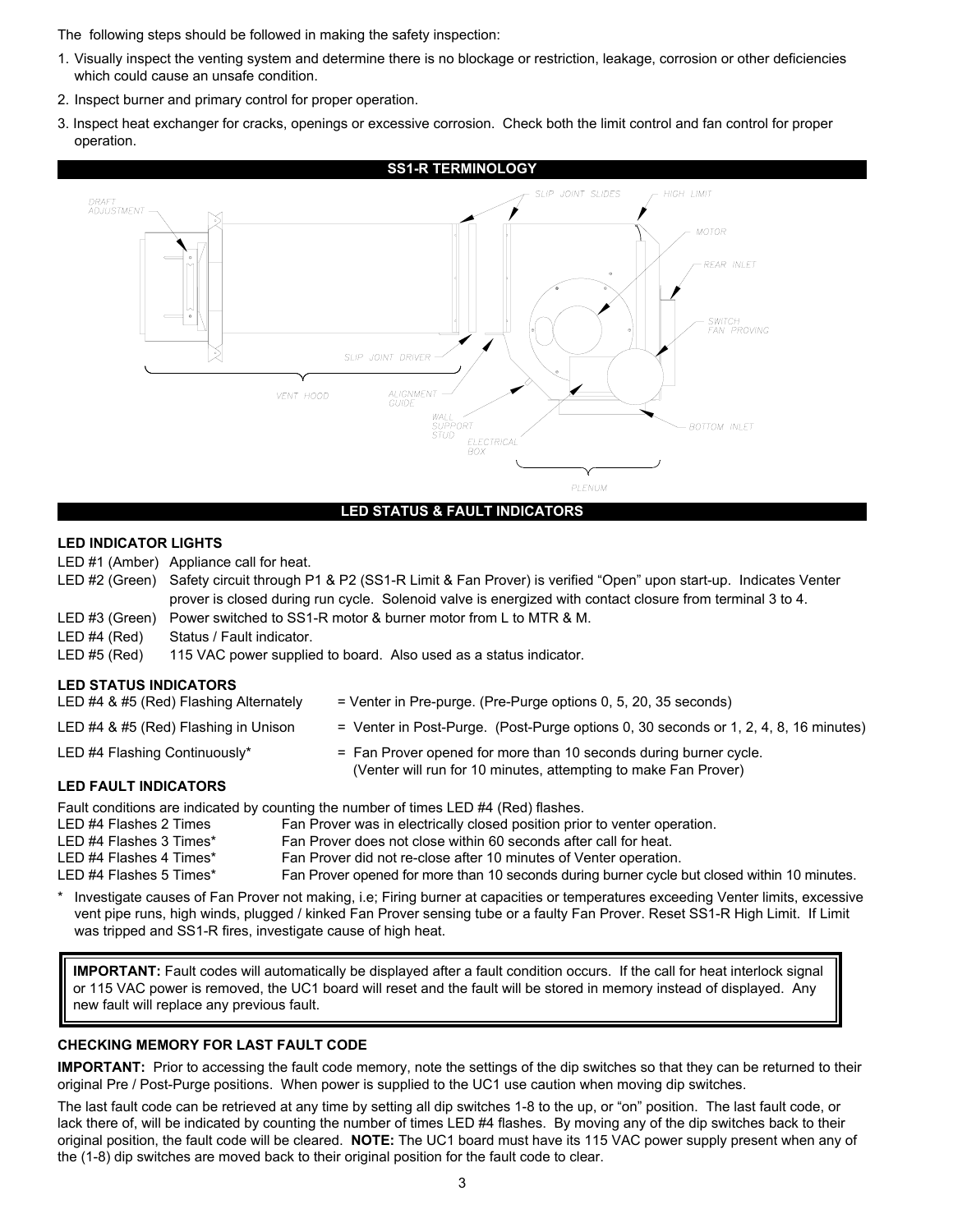The following steps should be followed in making the safety inspection:

1. Visually inspect the venting system and determine there is no blockage or restriction, leakage, corrosion or other deficiencies which could cause an unsafe condition.
2. Inspect burner and primary control for proper operation.
3. Inspect heat exchanger for cracks, openings or excessive corrosion. Check both the limit control and fan control for proper operation.

## SS1-R TERMINOLOGY

DRAFT ADJUSTMENT, SLIP JOINT SLIDES, HIGH LIMIT, MOTOR, REAR INLET, SWITCH FAN PROVING, SLIP JOINT DRIVER, VENT HOOD, ALIGNMENT GUIDE, WALL SUPPORT STUD, ELECTRICAL BOX, BOTTOM INLET, PLENUM

## LED STATUS & FAULT INDICATORS

### LED INDICATOR LIGHTS

| | |
|---|---|
| LED #1 (Amber) | Appliance call for heat. |
| LED #2 (Green) | Safety circuit through P1 & P2 (SS1-R Limit & Fan Prover) is verified "Open" upon start-up. Indicates Venter prover is closed during run cycle. Solenoid valve is energized with contact closure from terminal 3 to 4. |
| LED #3 (Green) | Power switched to SS1-R motor & burner motor from L to MTR & M. |
| LED #4 (Red) | Status / Fault indicator. |
| LED #5 (Red) | 115 VAC power supplied to board. Also used as a status indicator. |

### LED STATUS INDICATORS

| | |
|---|---|
| LED #4 & #5 (Red) Flashing Alternately | = Venter in Pre-purge. (Pre-Purge options 0, 5, 20, 35 seconds) |
| LED #4 & #5 (Red) Flashing in Unison | = Venter in Post-Purge. (Post-Purge options 0, 30 seconds or 1, 2, 4, 8, 16 minutes) |
| LED #4 Flashing Continuously* | = Fan Prover opened for more than 10 seconds during burner cycle. (Venter will run for 10 minutes, attempting to make Fan Prover) |

### LED FAULT INDICATORS

Fault conditions are indicated by counting the number of times LED #4 (Red) flashes.

| | |
|---|---|
| LED #4 Flashes 2 Times | Fan Prover was in electrically closed position prior to venter operation. |
| LED #4 Flashes 3 Times* | Fan Prover does not close within 60 seconds after call for heat. |
| LED #4 Flashes 4 Times* | Fan Prover did not re-close after 10 minutes of Venter operation. |
| LED #4 Flashes 5 Times* | Fan Prover opened for more than 10 seconds during burner cycle but closed within 10 minutes. |

\* Investigate causes of Fan Prover not making, i.e; Firing burner at capacities or temperatures exceeding Venter limits, excessive vent pipe runs, high winds, plugged / kinked Fan Prover sensing tube or a faulty Fan Prover. Reset SS1-R High Limit. If Limit was tripped and SS1-R fires, investigate cause of high heat.

**IMPORTANT:** Fault codes will automatically be displayed after a fault condition occurs. If the call for heat interlock signal or 115 VAC power is removed, the UC1 board will reset and the fault will be stored in memory instead of displayed. Any new fault will replace any previous fault.

### CHECKING MEMORY FOR LAST FAULT CODE

**IMPORTANT:** Prior to accessing the fault code memory, note the settings of the dip switches so that they can be returned to their original Pre / Post-Purge positions. When power is supplied to the UC1 use caution when moving dip switches.

The last fault code can be retrieved at any time by setting all dip switches 1-8 to the up, or "on" position. The last fault code, or lack there of, will be indicated by counting the number of times LED #4 flashes. By moving any of the dip switches back to their original position, the fault code will be cleared. **NOTE:** The UC1 board must have its 115 VAC power supply present when any of the (1-8) dip switches are moved back to their original position for the fault code to clear.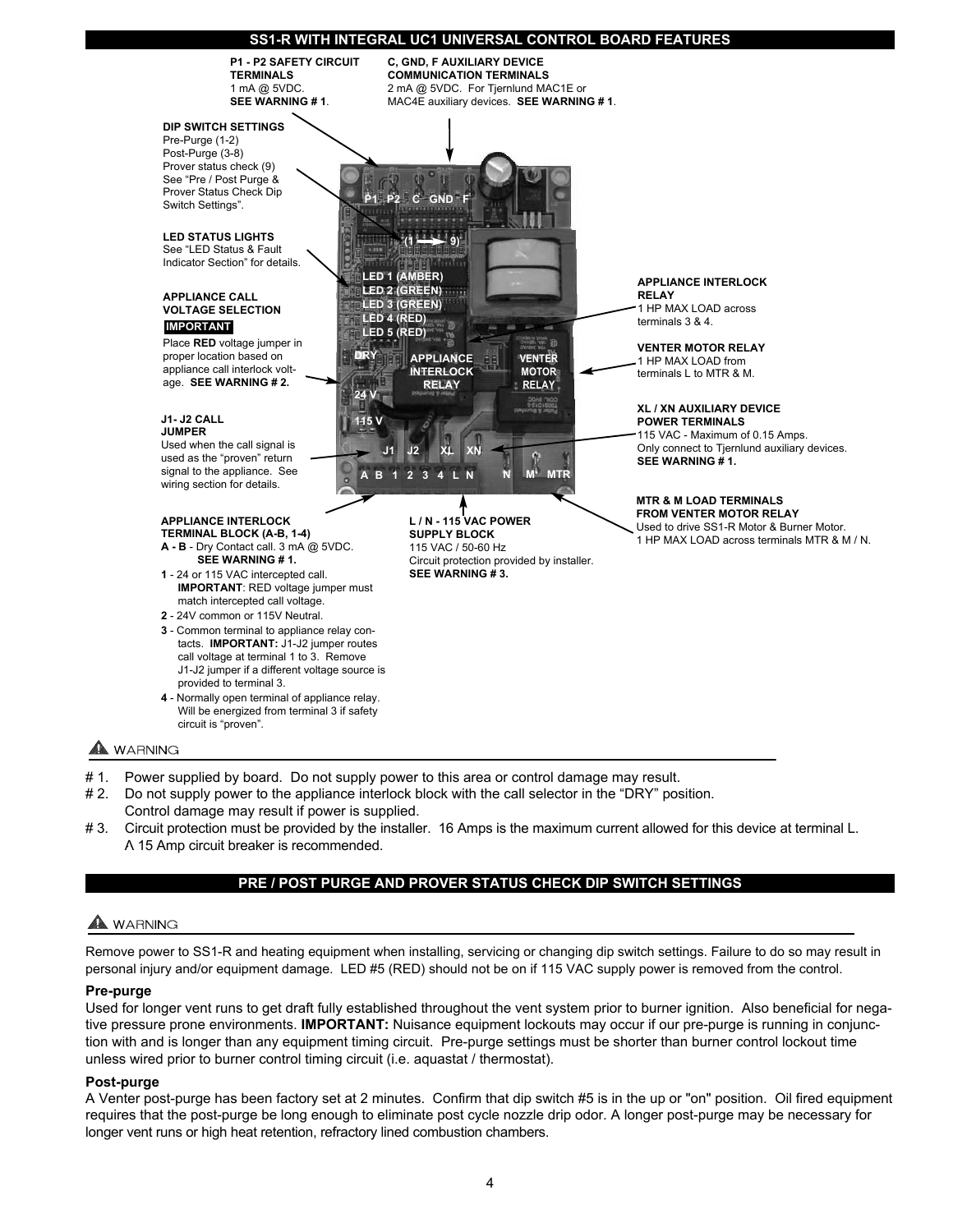## SS1-R WITH INTEGRAL UC1 UNIVERSAL CONTROL BOARD FEATURES

**P1 - P2 SAFETY CIRCUIT TERMINALS**
1 mA @ 5VDC.
**SEE WARNING # 1**.

**C, GND, F AUXILIARY DEVICE COMMUNICATION TERMINALS**
2 mA @ 5VDC. For Tjernlund MAC1E or MAC4E auxiliary devices. **SEE WARNING # 1**.

**DIP SWITCH SETTINGS**
Pre-Purge (1-2)
Post-Purge (3-8)
Prover status check (9)
See "Pre / Post Purge & Prover Status Check Dip Switch Settings".

**LED STATUS LIGHTS**
See "LED Status & Fault Indicator Section" for details.

**APPLIANCE CALL VOLTAGE SELECTION**
**IMPORTANT**
Place **RED** voltage jumper in proper location based on appliance call interlock voltage. **SEE WARNING # 2.**

**J1- J2 CALL JUMPER**
Used when the call signal is used as the "proven" return signal to the appliance. See wiring section for details.

**APPLIANCE INTERLOCK RELAY**
1 HP MAX LOAD across terminals 3 & 4.

**VENTER MOTOR RELAY**
1 HP MAX LOAD from terminals L to MTR & M.

**XL / XN AUXILIARY DEVICE POWER TERMINALS**
115 VAC - Maximum of 0.15 Amps.
Only connect to Tjernlund auxiliary devices.
**SEE WARNING # 1.**

**MTR & M LOAD TERMINALS FROM VENTER MOTOR RELAY**
Used to drive SS1-R Motor & Burner Motor.
1 HP MAX LOAD across terminals MTR & M / N.

**L / N - 115 VAC POWER SUPPLY BLOCK**
115 VAC / 50-60 Hz
Circuit protection provided by installer.
**SEE WARNING # 3.**

Board labels: P1 P2 C GND F; (1 → 9); LED 1 (AMBER); LED 2 (GREEN); LED 3 (GREEN); LED 4 (RED); LED 5 (RED); DRY; 24 V; 115 V; APPLIANCE INTERLOCK RELAY; VENTER MOTOR RELAY; J1 J2 XL XN; A B 1 2 3 4 L N; N M MTR

**APPLIANCE INTERLOCK TERMINAL BLOCK (A-B, 1-4)**

- **A - B** - Dry Contact call. 3 mA @ 5VDC. **SEE WARNING # 1.**
- **1** - 24 or 115 VAC intercepted call. **IMPORTANT**: RED voltage jumper must match intercepted call voltage.
- **2** - 24V common or 115V Neutral.
- **3** - Common terminal to appliance relay contacts. **IMPORTANT:** J1-J2 jumper routes call voltage at terminal 1 to 3. Remove J1-J2 jumper if a different voltage source is provided to terminal 3.
- **4** - Normally open terminal of appliance relay. Will be energized from terminal 3 if safety circuit is "proven".

**⚠ WARNING**

- \# 1. Power supplied by board. Do not supply power to this area or control damage may result.
- \# 2. Do not supply power to the appliance interlock block with the call selector in the "DRY" position. Control damage may result if power is supplied.
- \# 3. Circuit protection must be provided by the installer. 16 Amps is the maximum current allowed for this device at terminal L. A 15 Amp circuit breaker is recommended.

## PRE / POST PURGE AND PROVER STATUS CHECK DIP SWITCH SETTINGS

**⚠ WARNING**

Remove power to SS1-R and heating equipment when installing, servicing or changing dip switch settings. Failure to do so may result in personal injury and/or equipment damage. LED #5 (RED) should not be on if 115 VAC supply power is removed from the control.

### Pre-purge

Used for longer vent runs to get draft fully established throughout the vent system prior to burner ignition. Also beneficial for negative pressure prone environments. **IMPORTANT:** Nuisance equipment lockouts may occur if our pre-purge is running in conjunction with and is longer than any equipment timing circuit. Pre-purge settings must be shorter than burner control lockout time unless wired prior to burner control timing circuit (i.e. aquastat / thermostat).

### Post-purge

A Venter post-purge has been factory set at 2 minutes. Confirm that dip switch #5 is in the up or "on" position. Oil fired equipment requires that the post-purge be long enough to eliminate post cycle nozzle drip odor. A longer post-purge may be necessary for longer vent runs or high heat retention, refractory lined combustion chambers.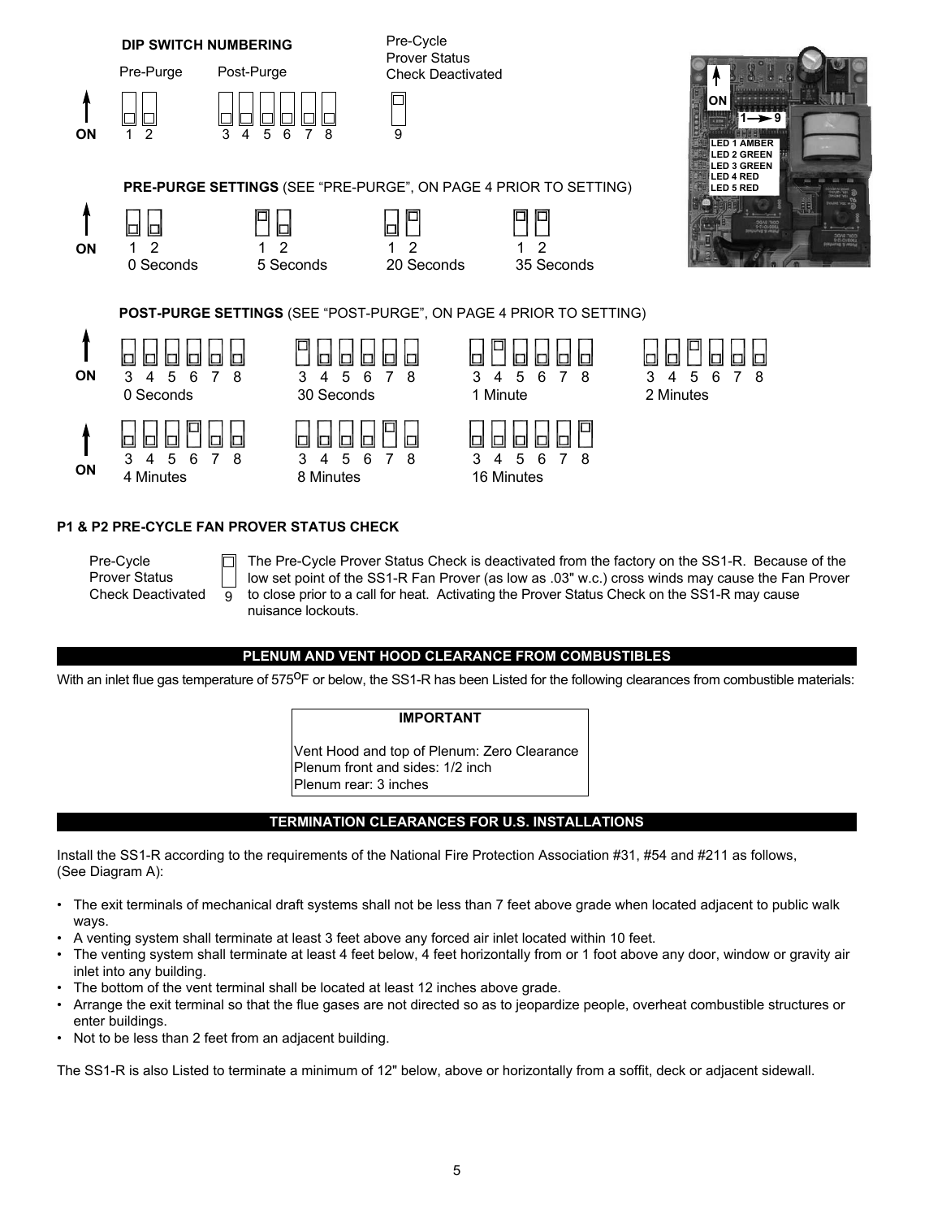**DIP SWITCH NUMBERING**

Pre-Purge: 1 2

Post-Purge: 3 4 5 6 7 8

Pre-Cycle Prover Status Check Deactivated: 9

ON

LED 1 AMBER
LED 2 GREEN
LED 3 GREEN
LED 4 RED
LED 5 RED

**PRE-PURGE SETTINGS** (SEE "PRE-PURGE", ON PAGE 4 PRIOR TO SETTING)

| Switch ON | Setting |
|---|---|
| None | 0 Seconds |
| 1 | 5 Seconds |
| 2 | 20 Seconds |
| 1, 2 | 35 Seconds |

**POST-PURGE SETTINGS** (SEE "POST-PURGE", ON PAGE 4 PRIOR TO SETTING)

| Switch ON | Setting |
|---|---|
| None | 0 Seconds |
| 3 | 30 Seconds |
| 4 | 1 Minute |
| 5 | 2 Minutes |
| 6 | 4 Minutes |
| 7 | 8 Minutes |
| 8 | 16 Minutes |

**P1 & P2 PRE-CYCLE FAN PROVER STATUS CHECK**

Pre-Cycle Prover Status Check Deactivated (9): The Pre-Cycle Prover Status Check is deactivated from the factory on the SS1-R. Because of the low set point of the SS1-R Fan Prover (as low as .03" w.c.) cross winds may cause the Fan Prover to close prior to a call for heat. Activating the Prover Status Check on the SS1-R may cause nuisance lockouts.

## PLENUM AND VENT HOOD CLEARANCE FROM COMBUSTIBLES

With an inlet flue gas temperature of 575$^{o}$F or below, the SS1-R has been Listed for the following clearances from combustible materials:

**IMPORTANT**

Vent Hood and top of Plenum: Zero Clearance
Plenum front and sides: 1/2 inch
Plenum rear: 3 inches

## TERMINATION CLEARANCES FOR U.S. INSTALLATIONS

Install the SS1-R according to the requirements of the National Fire Protection Association #31, #54 and #211 as follows, (See Diagram A):

- The exit terminals of mechanical draft systems shall not be less than 7 feet above grade when located adjacent to public walk ways.
- A venting system shall terminate at least 3 feet above any forced air inlet located within 10 feet.
- The venting system shall terminate at least 4 feet below, 4 feet horizontally from or 1 foot above any door, window or gravity air inlet into any building.
- The bottom of the vent terminal shall be located at least 12 inches above grade.
- Arrange the exit terminal so that the flue gases are not directed so as to jeopardize people, overheat combustible structures or enter buildings.
- Not to be less than 2 feet from an adjacent building.

The SS1-R is also Listed to terminate a minimum of 12" below, above or horizontally from a soffit, deck or adjacent sidewall.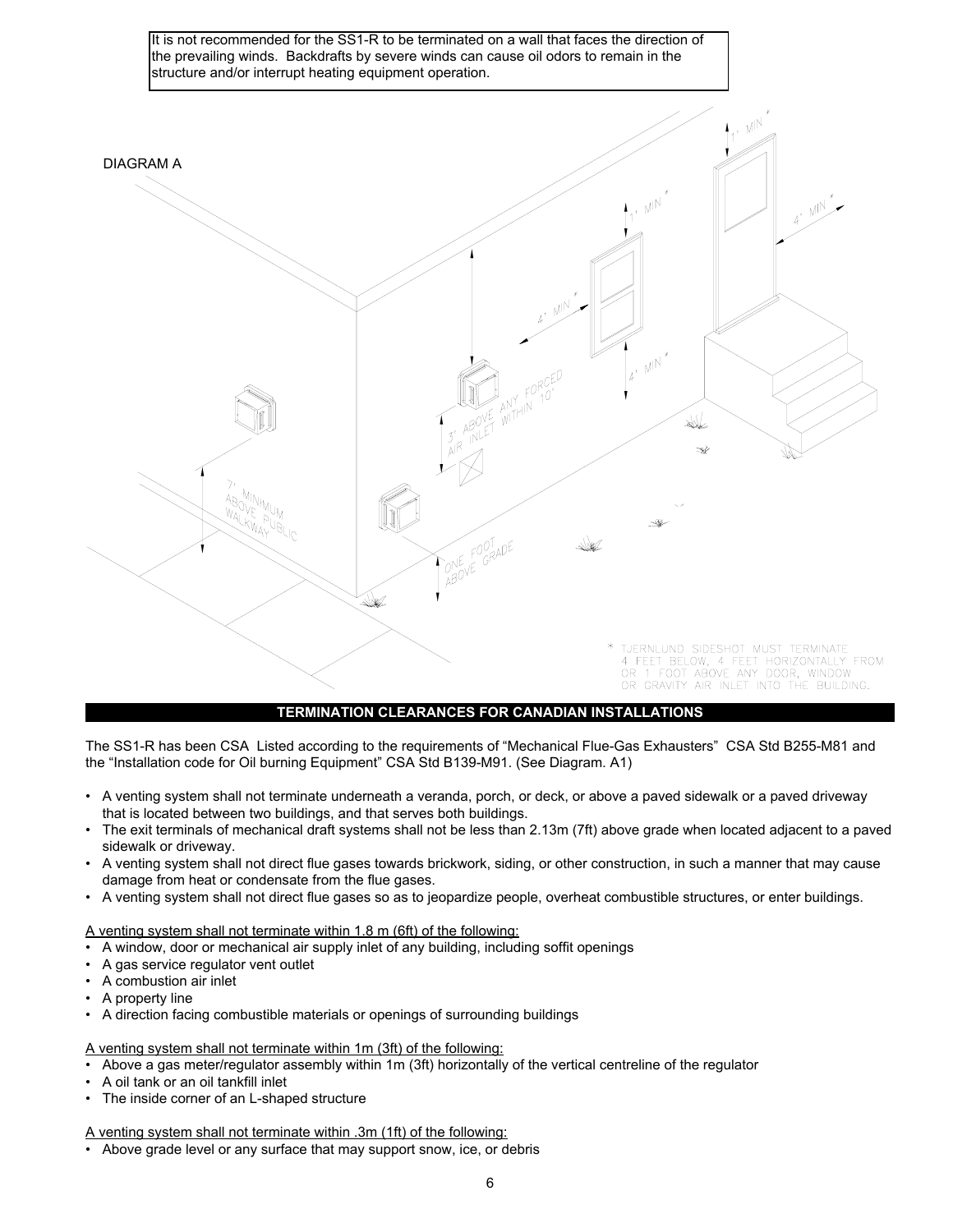It is not recommended for the SS1-R to be terminated on a wall that faces the direction of the prevailing winds. Backdrafts by severe winds can cause oil odors to remain in the structure and/or interrupt heating equipment operation.

DIAGRAM A

1' MIN *

4' MIN *

1' MIN *

4' MIN *

4' MIN *

3' ABOVE ANY FORCED AIR INLET WITHIN 10'

7' MINIMUM ABOVE PUBLIC WALKWAY

ONE FOOT ABOVE GRADE

* TJERNLUND SIDESHOT MUST TERMINATE 4 FEET BELOW, 4 FEET HORIZONTALLY FROM OR 1 FOOT ABOVE ANY DOOR, WINDOW OR GRAVITY AIR INLET INTO THE BUILDING.

## TERMINATION CLEARANCES FOR CANADIAN INSTALLATIONS

The SS1-R has been CSA Listed according to the requirements of "Mechanical Flue-Gas Exhausters" CSA Std B255-M81 and the "Installation code for Oil burning Equipment" CSA Std B139-M91. (See Diagram. A1)

- A venting system shall not terminate underneath a veranda, porch, or deck, or above a paved sidewalk or a paved driveway that is located between two buildings, and that serves both buildings.
- The exit terminals of mechanical draft systems shall not be less than 2.13m (7ft) above grade when located adjacent to a paved sidewalk or driveway.
- A venting system shall not direct flue gases towards brickwork, siding, or other construction, in such a manner that may cause damage from heat or condensate from the flue gases.
- A venting system shall not direct flue gases so as to jeopardize people, overheat combustible structures, or enter buildings.

A venting system shall not terminate within 1.8 m (6ft) of the following:

- A window, door or mechanical air supply inlet of any building, including soffit openings
- A gas service regulator vent outlet
- A combustion air inlet
- A property line
- A direction facing combustible materials or openings of surrounding buildings

A venting system shall not terminate within 1m (3ft) of the following:

- Above a gas meter/regulator assembly within 1m (3ft) horizontally of the vertical centreline of the regulator
- A oil tank or an oil tankfill inlet
- The inside corner of an L-shaped structure

A venting system shall not terminate within .3m (1ft) of the following:

- Above grade level or any surface that may support snow, ice, or debris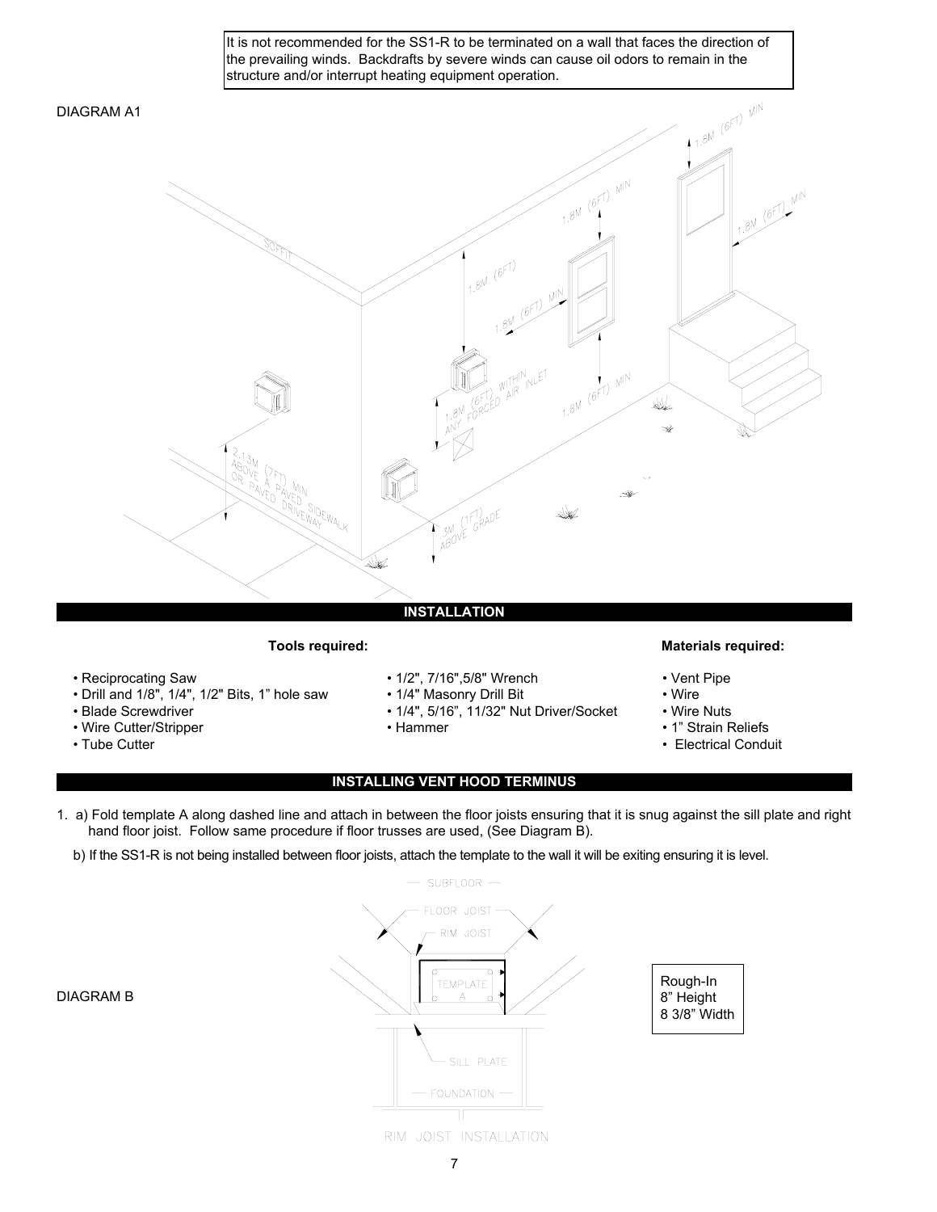It is not recommended for the SS1-R to be terminated on a wall that faces the direction of the prevailing winds. Backdrafts by severe winds can cause oil odors to remain in the structure and/or interrupt heating equipment operation.

DIAGRAM A1

SOFFIT

1.8M (6FT) MIN

1.8M (6FT) MIN

1.8M (6FT) MIN

1.8M (6FT)

1.8M (6FT) MIN

1.8M (6FT) MIN

1.8M (6FT) WITHIN ANY FORCED AIR INLET

2.13M (7FT) MIN ABOVE A PAVED SIDEWALK OR PAVED DRIVEWAY

.3M (1FT) ABOVE GRADE

## INSTALLATION

**Tools required:**

- Reciprocating Saw
- Drill and 1/8", 1/4", 1/2" Bits, 1" hole saw
- Blade Screwdriver
- Wire Cutter/Stripper
- Tube Cutter
- 1/2", 7/16",5/8" Wrench
- 1/4" Masonry Drill Bit
- 1/4", 5/16", 11/32" Nut Driver/Socket
- Hammer

**Materials required:**

- Vent Pipe
- Wire
- Wire Nuts
- 1" Strain Reliefs
- Electrical Conduit

## INSTALLING VENT HOOD TERMINUS

1. a) Fold template A along dashed line and attach in between the floor joists ensuring that it is snug against the sill plate and right hand floor joist. Follow same procedure if floor trusses are used, (See Diagram B).

   b) If the SS1-R is not being installed between floor joists, attach the template to the wall it will be exiting ensuring it is level.

DIAGRAM B

SUBFLOOR

FLOOR JOIST

RIM JOIST

TEMPLATE A

SILL PLATE

FOUNDATION

RIM JOIST INSTALLATION

Rough-In
8" Height
8 3/8" Width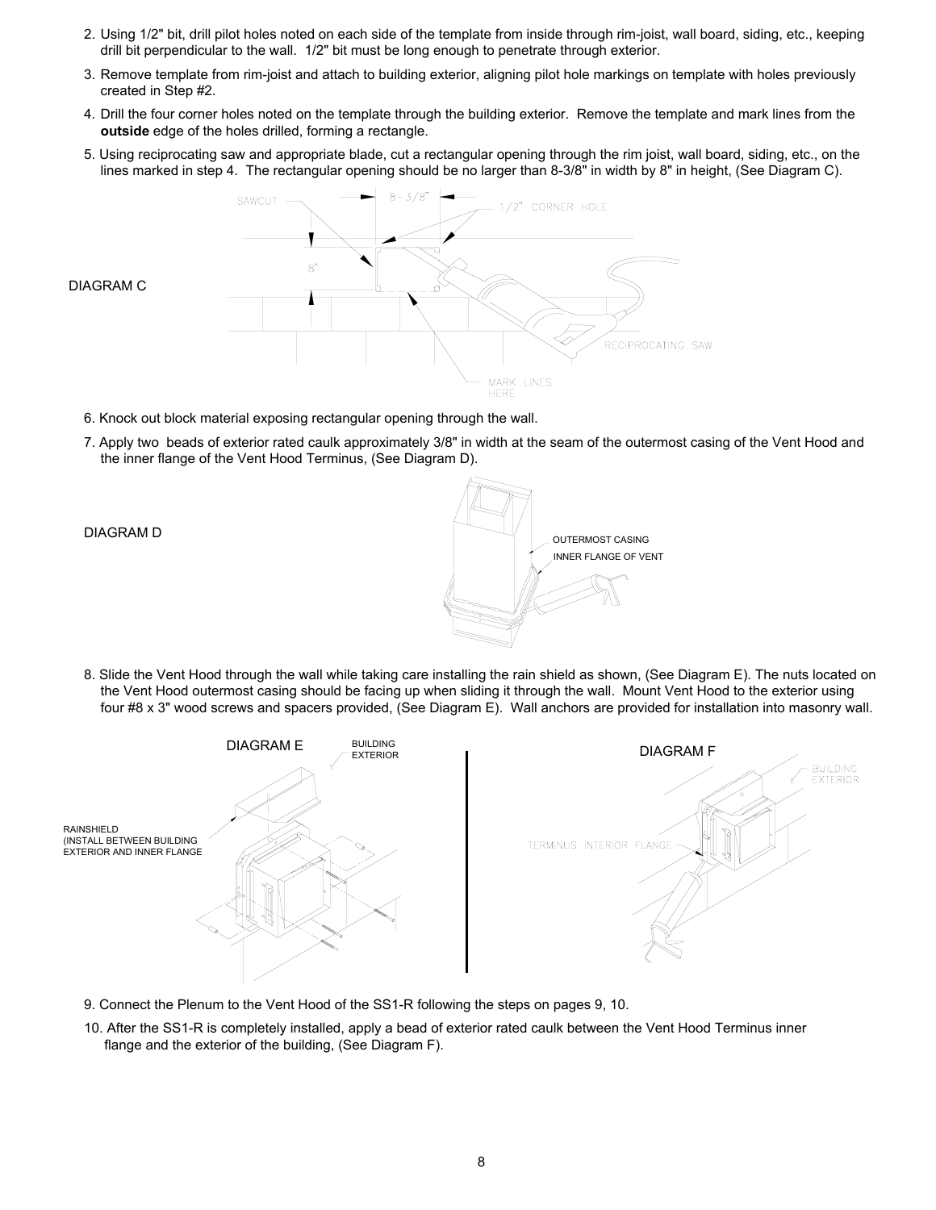2. Using 1/2" bit, drill pilot holes noted on each side of the template from inside through rim-joist, wall board, siding, etc., keeping drill bit perpendicular to the wall. 1/2" bit must be long enough to penetrate through exterior.
3. Remove template from rim-joist and attach to building exterior, aligning pilot hole markings on template with holes previously created in Step #2.
4. Drill the four corner holes noted on the template through the building exterior. Remove the template and mark lines from the **outside** edge of the holes drilled, forming a rectangle.
5. Using reciprocating saw and appropriate blade, cut a rectangular opening through the rim joist, wall board, siding, etc., on the lines marked in step 4. The rectangular opening should be no larger than 8-3/8" in width by 8" in height, (See Diagram C).

DIAGRAM C

SAWCUT

8-3/8"

1/2" CORNER HOLE

8"

RECIPROCATING SAW

MARK LINES HERE

6. Knock out block material exposing rectangular opening through the wall.
7. Apply two beads of exterior rated caulk approximately 3/8" in width at the seam of the outermost casing of the Vent Hood and the inner flange of the Vent Hood Terminus, (See Diagram D).

DIAGRAM D

OUTERMOST CASING

INNER FLANGE OF VENT

8. Slide the Vent Hood through the wall while taking care installing the rain shield as shown, (See Diagram E). The nuts located on the Vent Hood outermost casing should be facing up when sliding it through the wall. Mount Vent Hood to the exterior using four #8 x 3" wood screws and spacers provided, (See Diagram E). Wall anchors are provided for installation into masonry wall.

DIAGRAM E

BUILDING EXTERIOR

RAINSHIELD (INSTALL BETWEEN BUILDING EXTERIOR AND INNER FLANGE

DIAGRAM F

BUILDING EXTERIOR

TERMINUS INTERIOR FLANGE

9. Connect the Plenum to the Vent Hood of the SS1-R following the steps on pages 9, 10.
10. After the SS1-R is completely installed, apply a bead of exterior rated caulk between the Vent Hood Terminus inner flange and the exterior of the building, (See Diagram F).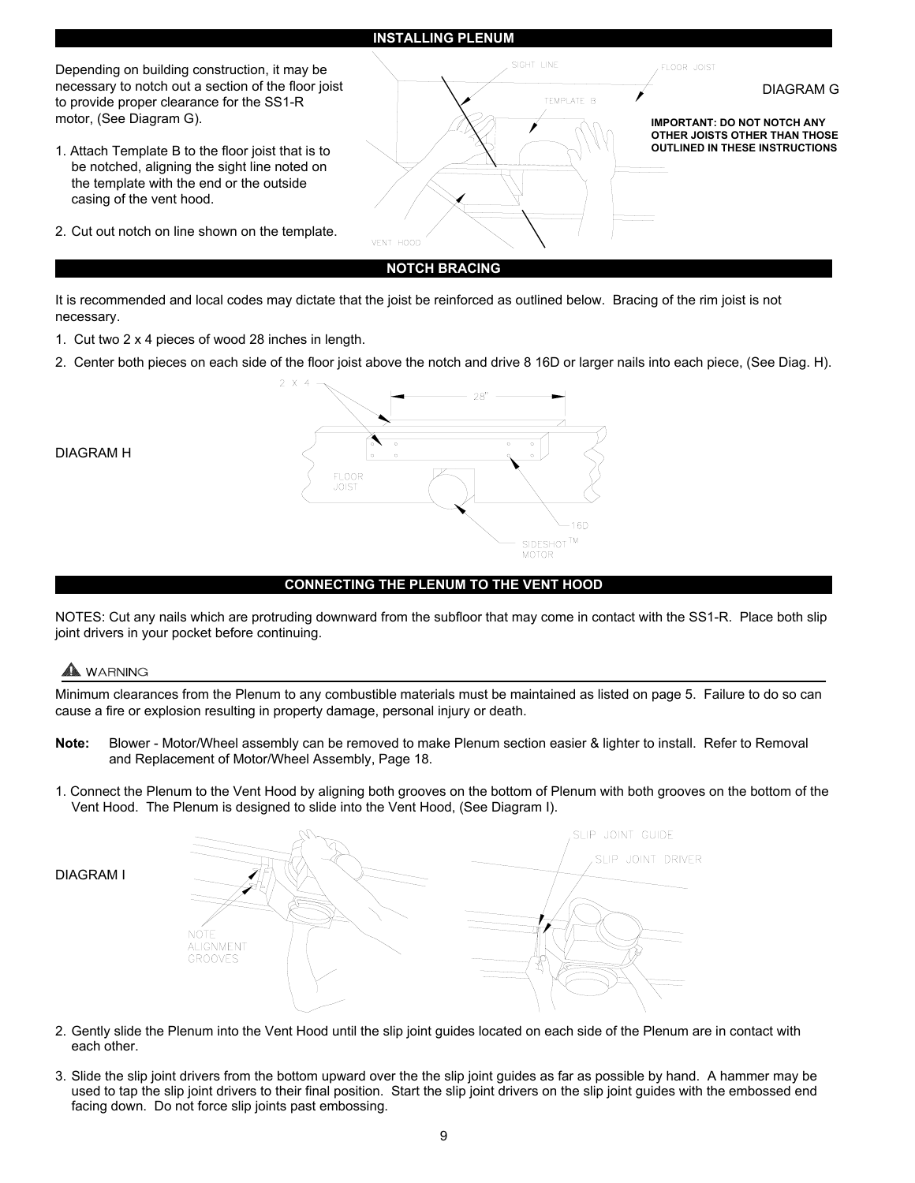## INSTALLING PLENUM

Depending on building construction, it may be necessary to notch out a section of the floor joist to provide proper clearance for the SS1-R motor, (See Diagram G).

1. Attach Template B to the floor joist that is to be notched, aligning the sight line noted on the template with the end or the outside casing of the vent hood.

2. Cut out notch on line shown on the template.

DIAGRAM G

**IMPORTANT: DO NOT NOTCH ANY OTHER JOISTS OTHER THAN THOSE OUTLINED IN THESE INSTRUCTIONS**

## NOTCH BRACING

It is recommended and local codes may dictate that the joist be reinforced as outlined below. Bracing of the rim joist is not necessary.

1. Cut two 2 x 4 pieces of wood 28 inches in length.
2. Center both pieces on each side of the floor joist above the notch and drive 8 16D or larger nails into each piece, (See Diag. H).

DIAGRAM H

## CONNECTING THE PLENUM TO THE VENT HOOD

NOTES: Cut any nails which are protruding downward from the subfloor that may come in contact with the SS1-R. Place both slip joint drivers in your pocket before continuing.

⚠ WARNING

Minimum clearances from the Plenum to any combustible materials must be maintained as listed on page 5. Failure to do so can cause a fire or explosion resulting in property damage, personal injury or death.

**Note:** Blower - Motor/Wheel assembly can be removed to make Plenum section easier & lighter to install. Refer to Removal and Replacement of Motor/Wheel Assembly, Page 18.

1. Connect the Plenum to the Vent Hood by aligning both grooves on the bottom of Plenum with both grooves on the bottom of the Vent Hood. The Plenum is designed to slide into the Vent Hood, (See Diagram I).

DIAGRAM I

2. Gently slide the Plenum into the Vent Hood until the slip joint guides located on each side of the Plenum are in contact with each other.

3. Slide the slip joint drivers from the bottom upward over the the slip joint guides as far as possible by hand. A hammer may be used to tap the slip joint drivers to their final position. Start the slip joint drivers on the slip joint guides with the embossed end facing down. Do not force slip joints past embossing.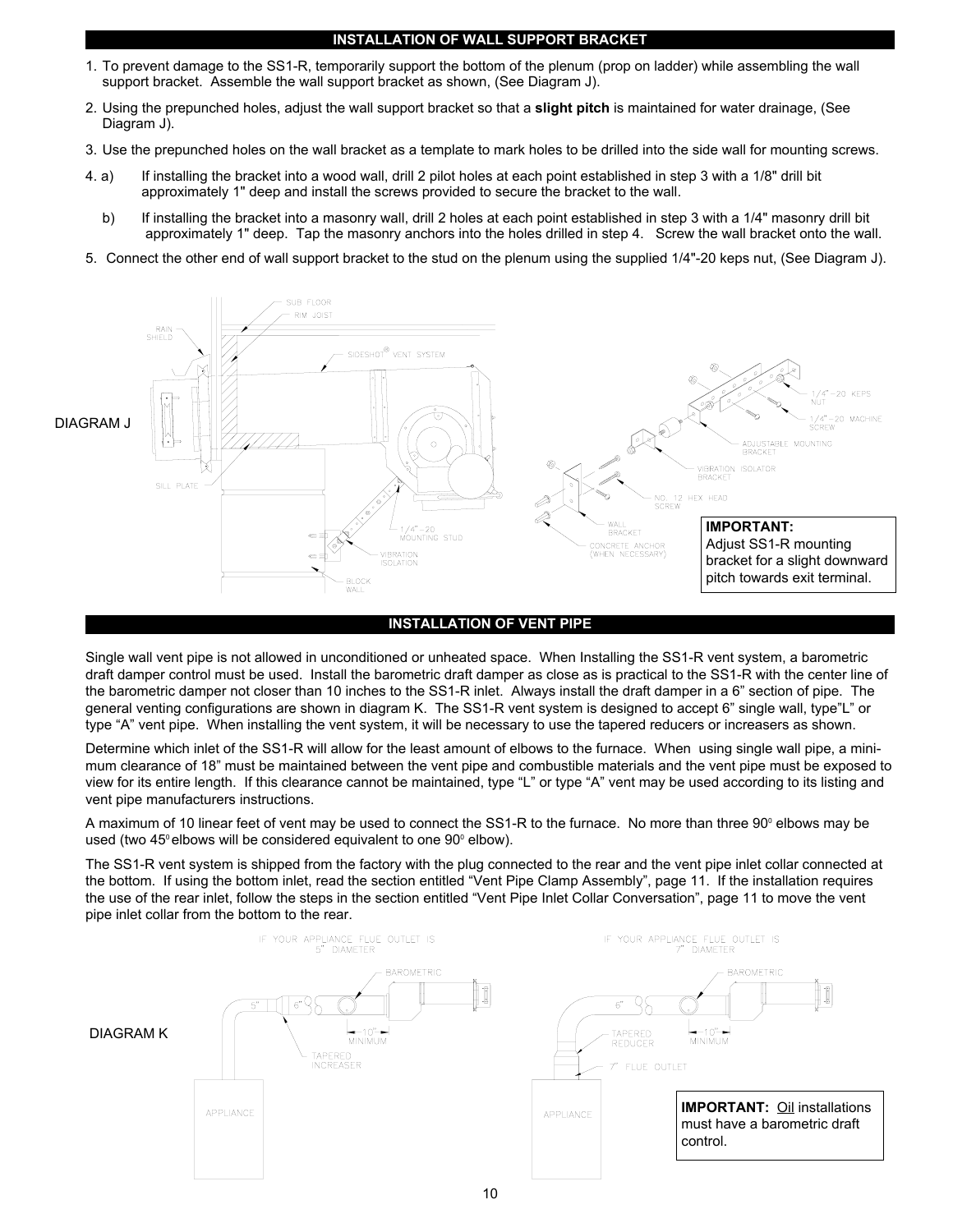## INSTALLATION OF WALL SUPPORT BRACKET

1. To prevent damage to the SS1-R, temporarily support the bottom of the plenum (prop on ladder) while assembling the wall support bracket. Assemble the wall support bracket as shown, (See Diagram J).
2. Using the prepunched holes, adjust the wall support bracket so that a **slight pitch** is maintained for water drainage, (See Diagram J).
3. Use the prepunched holes on the wall bracket as a template to mark holes to be drilled into the side wall for mounting screws.
4. a) If installing the bracket into a wood wall, drill 2 pilot holes at each point established in step 3 with a 1/8" drill bit approximately 1" deep and install the screws provided to secure the bracket to the wall.

   b) If installing the bracket into a masonry wall, drill 2 holes at each point established in step 3 with a 1/4" masonry drill bit approximately 1" deep. Tap the masonry anchors into the holes drilled in step 4. Screw the wall bracket onto the wall.
5. Connect the other end of wall support bracket to the stud on the plenum using the supplied 1/4"-20 keps nut, (See Diagram J).

DIAGRAM J

SUB FLOOR
RIM JOIST
RAIN SHIELD
SIDESHOT® VENT SYSTEM
SILL PLATE
1/4"-20 MOUNTING STUD
VIBRATION ISOLATION
BLOCK WALL
1/4"-20 KEPS NUT
1/4"-20 MACHINE SCREW
ADJUSTABLE MOUNTING BRACKET
VIBRATION ISOLATOR BRACKET
NO. 12 HEX HEAD SCREW
WALL BRACKET
CONCRETE ANCHOR (WHEN NECESSARY)

**IMPORTANT:**
Adjust SS1-R mounting bracket for a slight downward pitch towards exit terminal.

## INSTALLATION OF VENT PIPE

Single wall vent pipe is not allowed in unconditioned or unheated space. When Installing the SS1-R vent system, a barometric draft damper control must be used. Install the barometric draft damper as close as is practical to the SS1-R with the center line of the barometric damper not closer than 10 inches to the SS1-R inlet. Always install the draft damper in a 6" section of pipe. The general venting configurations are shown in diagram K. The SS1-R vent system is designed to accept 6" single wall, type"L" or type "A" vent pipe. When installing the vent system, it will be necessary to use the tapered reducers or increasers as shown.

Determine which inlet of the SS1-R will allow for the least amount of elbows to the furnace. When using single wall pipe, a minimum clearance of 18" must be maintained between the vent pipe and combustible materials and the vent pipe must be exposed to view for its entire length. If this clearance cannot be maintained, type "L" or type "A" vent may be used according to its listing and vent pipe manufacturers instructions.

A maximum of 10 linear feet of vent may be used to connect the SS1-R to the furnace. No more than three 90° elbows may be used (two 45° elbows will be considered equivalent to one 90° elbow).

The SS1-R vent system is shipped from the factory with the plug connected to the rear and the vent pipe inlet collar connected at the bottom. If using the bottom inlet, read the section entitled "Vent Pipe Clamp Assembly", page 11. If the installation requires the use of the rear inlet, follow the steps in the section entitled "Vent Pipe Inlet Collar Conversation", page 11 to move the vent pipe inlet collar from the bottom to the rear.

DIAGRAM K

IF YOUR APPLIANCE FLUE OUTLET IS 5" DIAMETER
5" 6" BAROMETRIC 10" MINIMUM TAPERED INCREASER APPLIANCE

IF YOUR APPLIANCE FLUE OUTLET IS 7" DIAMETER
6" BAROMETRIC TAPERED REDUCER 10" MINIMUM 7" FLUE OUTLET APPLIANCE

**IMPORTANT:** Oil installations must have a barometric draft control.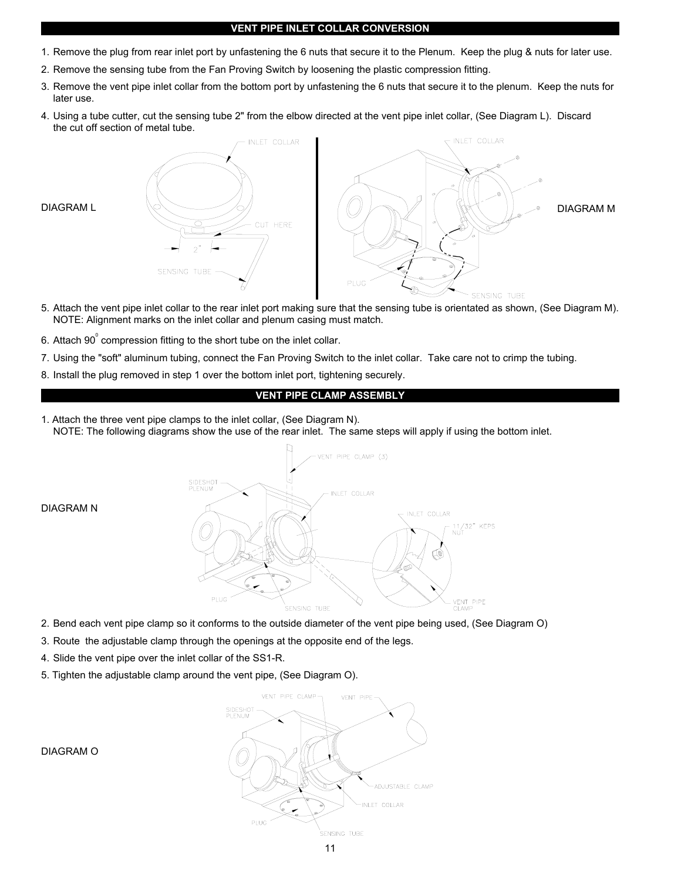## VENT PIPE INLET COLLAR CONVERSION

1. Remove the plug from rear inlet port by unfastening the 6 nuts that secure it to the Plenum. Keep the plug & nuts for later use.
2. Remove the sensing tube from the Fan Proving Switch by loosening the plastic compression fitting.
3. Remove the vent pipe inlet collar from the bottom port by unfastening the 6 nuts that secure it to the plenum. Keep the nuts for later use.
4. Using a tube cutter, cut the sensing tube 2" from the elbow directed at the vent pipe inlet collar, (See Diagram L). Discard the cut off section of metal tube.

DIAGRAM L

DIAGRAM M

5. Attach the vent pipe inlet collar to the rear inlet port making sure that the sensing tube is orientated as shown, (See Diagram M). NOTE: Alignment marks on the inlet collar and plenum casing must match.
6. Attach 90$^{0}$ compression fitting to the short tube on the inlet collar.
7. Using the "soft" aluminum tubing, connect the Fan Proving Switch to the inlet collar. Take care not to crimp the tubing.
8. Install the plug removed in step 1 over the bottom inlet port, tightening securely.

## VENT PIPE CLAMP ASSEMBLY

1. Attach the three vent pipe clamps to the inlet collar, (See Diagram N).
   NOTE: The following diagrams show the use of the rear inlet. The same steps will apply if using the bottom inlet.

DIAGRAM N

2. Bend each vent pipe clamp so it conforms to the outside diameter of the vent pipe being used, (See Diagram O)
3. Route the adjustable clamp through the openings at the opposite end of the legs.
4. Slide the vent pipe over the inlet collar of the SS1-R.
5. Tighten the adjustable clamp around the vent pipe, (See Diagram O).

DIAGRAM O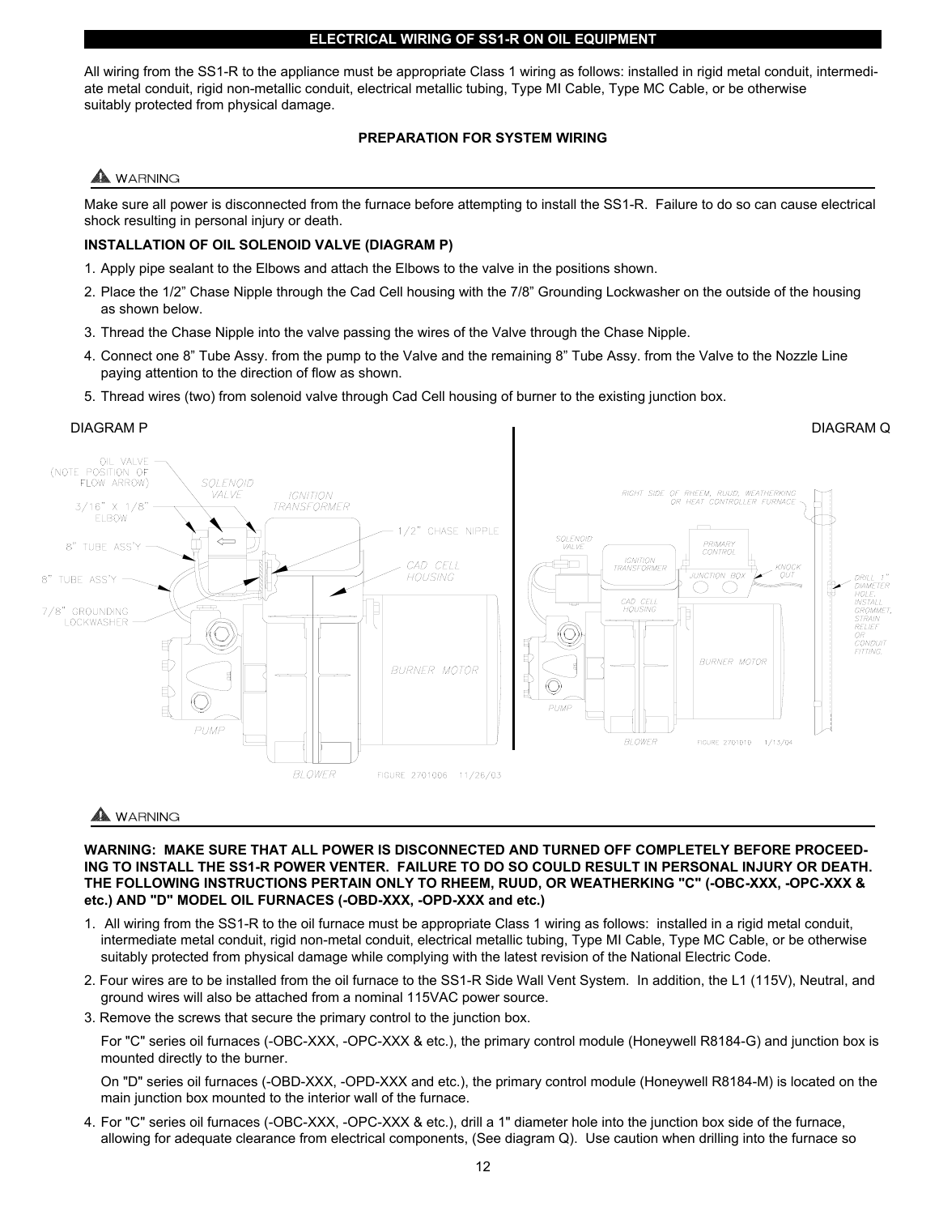## ELECTRICAL WIRING OF SS1-R ON OIL EQUIPMENT

All wiring from the SS1-R to the appliance must be appropriate Class 1 wiring as follows: installed in rigid metal conduit, intermediate metal conduit, rigid non-metallic conduit, electrical metallic tubing, Type MI Cable, Type MC Cable, or be otherwise suitably protected from physical damage.

### PREPARATION FOR SYSTEM WIRING

⚠ WARNING

Make sure all power is disconnected from the furnace before attempting to install the SS1-R. Failure to do so can cause electrical shock resulting in personal injury or death.

**INSTALLATION OF OIL SOLENOID VALVE (DIAGRAM P)**

1. Apply pipe sealant to the Elbows and attach the Elbows to the valve in the positions shown.
2. Place the 1/2" Chase Nipple through the Cad Cell housing with the 7/8" Grounding Lockwasher on the outside of the housing as shown below.
3. Thread the Chase Nipple into the valve passing the wires of the Valve through the Chase Nipple.
4. Connect one 8" Tube Assy. from the pump to the Valve and the remaining 8" Tube Assy. from the Valve to the Nozzle Line paying attention to the direction of flow as shown.
5. Thread wires (two) from solenoid valve through Cad Cell housing of burner to the existing junction box.

DIAGRAM P

DIAGRAM Q

⚠ WARNING

**WARNING: MAKE SURE THAT ALL POWER IS DISCONNECTED AND TURNED OFF COMPLETELY BEFORE PROCEEDING TO INSTALL THE SS1-R POWER VENTER. FAILURE TO DO SO COULD RESULT IN PERSONAL INJURY OR DEATH. THE FOLLOWING INSTRUCTIONS PERTAIN ONLY TO RHEEM, RUUD, OR WEATHERKING "C" (-OBC-XXX, -OPC-XXX & etc.) AND "D" MODEL OIL FURNACES (-OBD-XXX, -OPD-XXX and etc.)**

1. All wiring from the SS1-R to the oil furnace must be appropriate Class 1 wiring as follows: installed in a rigid metal conduit, intermediate metal conduit, rigid non-metal conduit, electrical metallic tubing, Type MI Cable, Type MC Cable, or be otherwise suitably protected from physical damage while complying with the latest revision of the National Electric Code.
2. Four wires are to be installed from the oil furnace to the SS1-R Side Wall Vent System. In addition, the L1 (115V), Neutral, and ground wires will also be attached from a nominal 115VAC power source.
3. Remove the screws that secure the primary control to the junction box.

   For "C" series oil furnaces (-OBC-XXX, -OPC-XXX & etc.), the primary control module (Honeywell R8184-G) and junction box is mounted directly to the burner.

   On "D" series oil furnaces (-OBD-XXX, -OPD-XXX and etc.), the primary control module (Honeywell R8184-M) is located on the main junction box mounted to the interior wall of the furnace.

4. For "C" series oil furnaces (-OBC-XXX, -OPC-XXX & etc.), drill a 1" diameter hole into the junction box side of the furnace, allowing for adequate clearance from electrical components, (See diagram Q). Use caution when drilling into the furnace so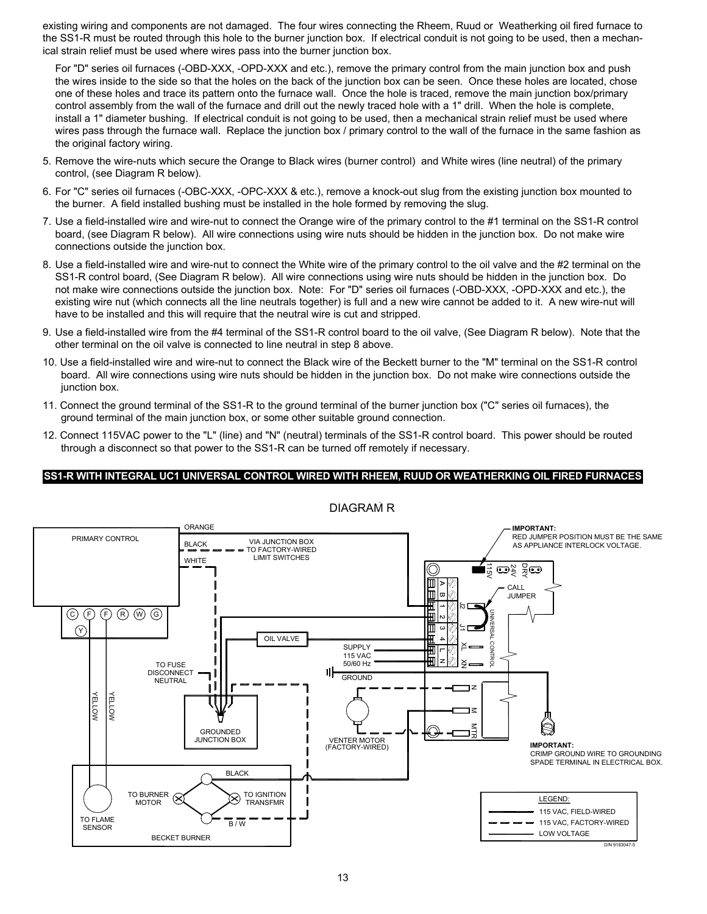existing wiring and components are not damaged. The four wires connecting the Rheem, Ruud or Weatherking oil fired furnace to the SS1-R must be routed through this hole to the burner junction box. If electrical conduit is not going to be used, then a mechanical strain relief must be used where wires pass into the burner junction box.

For "D" series oil furnaces (-OBD-XXX, -OPD-XXX and etc.), remove the primary control from the main junction box and push the wires inside to the side so that the holes on the back of the junction box can be seen. Once these holes are located, chose one of these holes and trace its pattern onto the furnace wall. Once the hole is traced, remove the main junction box/primary control assembly from the wall of the furnace and drill out the newly traced hole with a 1" drill. When the hole is complete, install a 1" diameter bushing. If electrical conduit is not going to be used, then a mechanical strain relief must be used where wires pass through the furnace wall. Replace the junction box / primary control to the wall of the furnace in the same fashion as the original factory wiring.

5. Remove the wire-nuts which secure the Orange to Black wires (burner control) and White wires (line neutral) of the primary control, (see Diagram R below).
6. For "C" series oil furnaces (-OBC-XXX, -OPC-XXX & etc.), remove a knock-out slug from the existing junction box mounted to the burner. A field installed bushing must be installed in the hole formed by removing the slug.
7. Use a field-installed wire and wire-nut to connect the Orange wire of the primary control to the #1 terminal on the SS1-R control board, (see Diagram R below). All wire connections using wire nuts should be hidden in the junction box. Do not make wire connections outside the junction box.
8. Use a field-installed wire and wire-nut to connect the White wire of the primary control to the oil valve and the #2 terminal on the SS1-R control board, (See Diagram R below). All wire connections using wire nuts should be hidden in the junction box. Do not make wire connections outside the junction box. Note: For "D" series oil furnaces (-OBD-XXX, -OPD-XXX and etc.), the existing wire nut (which connects all the line neutrals together) is full and a new wire cannot be added to it. A new wire-nut will have to be installed and this will require that the neutral wire is cut and stripped.
9. Use a field-installed wire from the #4 terminal of the SS1-R control board to the oil valve, (See Diagram R below). Note that the other terminal on the oil valve is connected to line neutral in step 8 above.
10. Use a field-installed wire and wire-nut to connect the Black wire of the Beckett burner to the "M" terminal on the SS1-R control board. All wire connections using wire nuts should be hidden in the junction box. Do not make wire connections outside the junction box.
11. Connect the ground terminal of the SS1-R to the ground terminal of the burner junction box ("C" series oil furnaces), the ground terminal of the main junction box, or some other suitable ground connection.
12. Connect 115VAC power to the "L" (line) and "N" (neutral) terminals of the SS1-R control board. This power should be routed through a disconnect so that power to the SS1-R can be turned off remotely if necessary.

## SS1-R WITH INTEGRAL UC1 UNIVERSAL CONTROL WIRED WITH RHEEM, RUUD OR WEATHERKING OIL FIRED FURNACES

DIAGRAM R

PRIMARY CONTROL — C F F R W G Y — ORANGE — BLACK — WHITE — VIA JUNCTION BOX TO FACTORY-WIRED LIMIT SWITCHES — OIL VALVE — TO FUSE DISCONNECT NEUTRAL — GROUNDED JUNCTION BOX — YELLOW — YELLOW — SUPPLY 115 VAC 50/60 Hz — GROUND — VENTER MOTOR (FACTORY-WIRED) — A B 1 2 3 4 L N — J2 J1 XL XN — 115V 24V DRY — CALL JUMPER — UNIVERSAL CONTROL — N M MTR — BLACK — B / W — TO BURNER MOTOR — TO IGNITION TRANSFMR — TO FLAME SENSOR — BECKET BURNER

IMPORTANT: RED JUMPER POSITION MUST BE THE SAME AS APPLIANCE INTERLOCK VOLTAGE.

IMPORTANT: CRIMP GROUND WIRE TO GROUNDING SPADE TERMINAL IN ELECTRICAL BOX.

LEGEND:
- 115 VAC, FIELD-WIRED
- 115 VAC, FACTORY-WIRED
- LOW VOLTAGE

D/N 9183047-5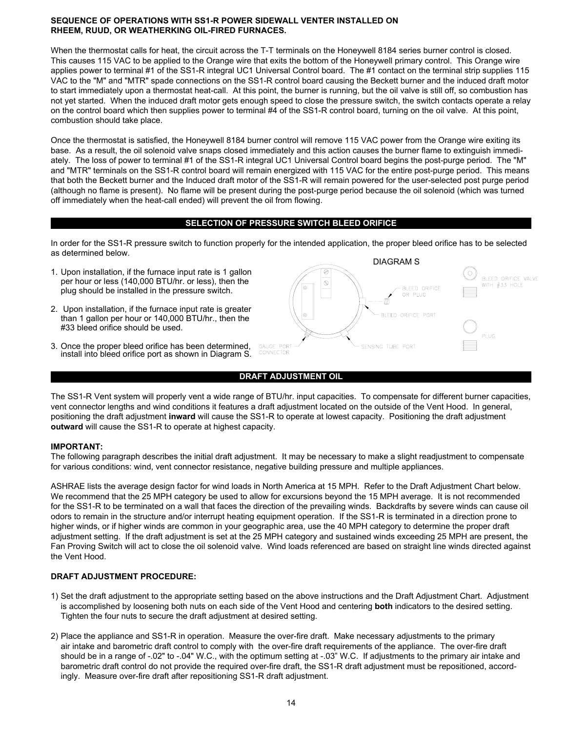**SEQUENCE OF OPERATIONS WITH SS1-R POWER SIDEWALL VENTER INSTALLED ON RHEEM, RUUD, OR WEATHERKING OIL-FIRED FURNACES.**

When the thermostat calls for heat, the circuit across the T-T terminals on the Honeywell 8184 series burner control is closed. This causes 115 VAC to be applied to the Orange wire that exits the bottom of the Honeywell primary control. This Orange wire applies power to terminal #1 of the SS1-R integral UC1 Universal Control board. The #1 contact on the terminal strip supplies 115 VAC to the "M" and "MTR" spade connections on the SS1-R control board causing the Beckett burner and the induced draft motor to start immediately upon a thermostat heat-call. At this point, the burner is running, but the oil valve is still off, so combustion has not yet started. When the induced draft motor gets enough speed to close the pressure switch, the switch contacts operate a relay on the control board which then supplies power to terminal #4 of the SS1-R control board, turning on the oil valve. At this point, combustion should take place.

Once the thermostat is satisfied, the Honeywell 8184 burner control will remove 115 VAC power from the Orange wire exiting its base. As a result, the oil solenoid valve snaps closed immediately and this action causes the burner flame to extinguish immediately. The loss of power to terminal #1 of the SS1-R integral UC1 Universal Control board begins the post-purge period. The "M" and "MTR" terminals on the SS1-R control board will remain energized with 115 VAC for the entire post-purge period. This means that both the Beckett burner and the Induced draft motor of the SS1-R will remain powered for the user-selected post purge period (although no flame is present). No flame will be present during the post-purge period because the oil solenoid (which was turned off immediately when the heat-call ended) will prevent the oil from flowing.

## SELECTION OF PRESSURE SWITCH BLEED ORIFICE

In order for the SS1-R pressure switch to function properly for the intended application, the proper bleed orifice has to be selected as determined below.

1. Upon installation, if the furnace input rate is 1 gallon per hour or less (140,000 BTU/hr. or less), then the plug should be installed in the pressure switch.
2. Upon installation, if the furnace input rate is greater than 1 gallon per hour or 140,000 BTU/hr., then the #33 bleed orifice should be used.
3. Once the proper bleed orifice has been determined, install into bleed orifice port as shown in Diagram S.

DIAGRAM S

BLEED ORIFICE OR PLUG — BLEED ORIFICE PORT — GAUGE PORT CONNECTOR — SENSING TUBE PORT — BLEED ORIFICE VALVE WITH #33 HOLE — PLUG

## DRAFT ADJUSTMENT OIL

The SS1-R Vent system will properly vent a wide range of BTU/hr. input capacities. To compensate for different burner capacities, vent connector lengths and wind conditions it features a draft adjustment located on the outside of the Vent Hood. In general, positioning the draft adjustment **inward** will cause the SS1-R to operate at lowest capacity. Positioning the draft adjustment **outward** will cause the SS1-R to operate at highest capacity.

**IMPORTANT:**
The following paragraph describes the initial draft adjustment. It may be necessary to make a slight readjustment to compensate for various conditions: wind, vent connector resistance, negative building pressure and multiple appliances.

ASHRAE lists the average design factor for wind loads in North America at 15 MPH. Refer to the Draft Adjustment Chart below. We recommend that the 25 MPH category be used to allow for excursions beyond the 15 MPH average. It is not recommended for the SS1-R to be terminated on a wall that faces the direction of the prevailing winds. Backdrafts by severe winds can cause oil odors to remain in the structure and/or interrupt heating equipment operation. If the SS1-R is terminated in a direction prone to higher winds, or if higher winds are common in your geographic area, use the 40 MPH category to determine the proper draft adjustment setting. If the draft adjustment is set at the 25 MPH category and sustained winds exceeding 25 MPH are present, the Fan Proving Switch will act to close the oil solenoid valve. Wind loads referenced are based on straight line winds directed against the Vent Hood.

**DRAFT ADJUSTMENT PROCEDURE:**

1) Set the draft adjustment to the appropriate setting based on the above instructions and the Draft Adjustment Chart. Adjustment is accomplished by loosening both nuts on each side of the Vent Hood and centering **both** indicators to the desired setting. Tighten the four nuts to secure the draft adjustment at desired setting.

2) Place the appliance and SS1-R in operation. Measure the over-fire draft. Make necessary adjustments to the primary air intake and barometric draft control to comply with the over-fire draft requirements of the appliance. The over-fire draft should be in a range of -.02" to -.04" W.C., with the optimum setting at -.03" W.C. If adjustments to the primary air intake and barometric draft control do not provide the required over-fire draft, the SS1-R draft adjustment must be repositioned, accordingly. Measure over-fire draft after repositioning SS1-R draft adjustment.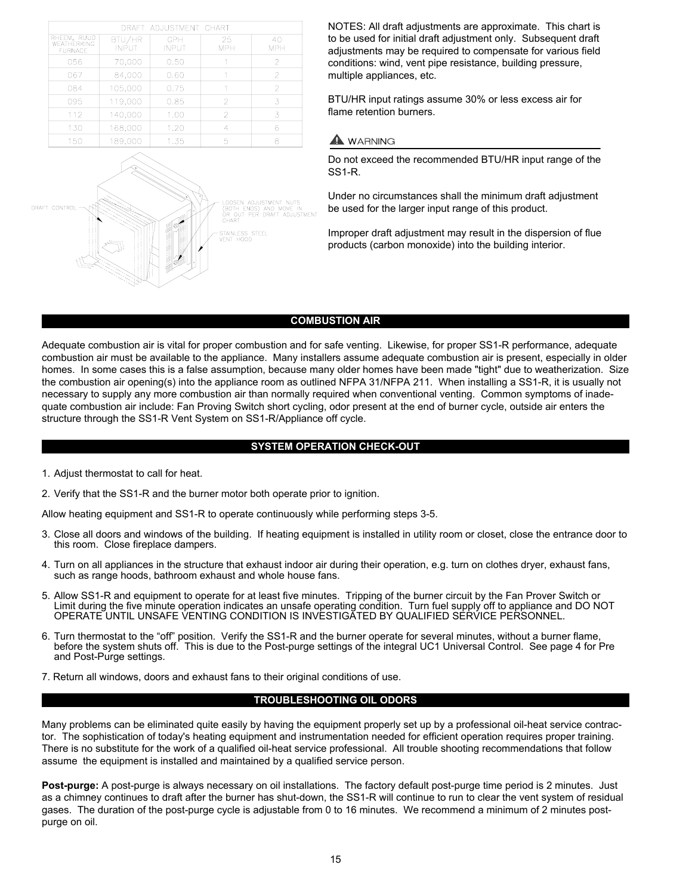| DRAFT ADJUSTMENT CHART | | | | |
|---|---|---|---|---|
| RHEEM, RUUD WEATHERKING FURNACE | BTU/HR INPUT | GPH INPUT | 25 MPH | 40 MPH |
| 056 | 70,000 | 0.50 | 1 | 2 |
| 067 | 84,000 | 0.60 | 1 | 2 |
| 084 | 105,000 | 0.75 | 1 | 2 |
| 095 | 119,000 | 0.85 | 2 | 3 |
| 112 | 140,000 | 1.00 | 2 | 3 |
| 130 | 168,000 | 1.20 | 4 | 6 |
| 150 | 189,000 | 1.35 | 5 | 8 |

DRAFT CONTROL

LOOSEN ADJUSTMENT NUTS (BOTH ENDS) AND MOVE IN OR OUT PER DRAFT ADJUSTMENT CHART

STAINLESS STEEL VENT HOOD

NOTES: All draft adjustments are approximate. This chart is to be used for initial draft adjustment only. Subsequent draft adjustments may be required to compensate for various field conditions: wind, vent pipe resistance, building pressure, multiple appliances, etc.

BTU/HR input ratings assume 30% or less excess air for flame retention burners.

**⚠ WARNING**

Do not exceed the recommended BTU/HR input range of the SS1-R.

Under no circumstances shall the minimum draft adjustment be used for the larger input range of this product.

Improper draft adjustment may result in the dispersion of flue products (carbon monoxide) into the building interior.

## COMBUSTION AIR

Adequate combustion air is vital for proper combustion and for safe venting. Likewise, for proper SS1-R performance, adequate combustion air must be available to the appliance. Many installers assume adequate combustion air is present, especially in older homes. In some cases this is a false assumption, because many older homes have been made "tight" due to weatherization. Size the combustion air opening(s) into the appliance room as outlined NFPA 31/NFPA 211. When installing a SS1-R, it is usually not necessary to supply any more combustion air than normally required when conventional venting. Common symptoms of inadequate combustion air include: Fan Proving Switch short cycling, odor present at the end of burner cycle, outside air enters the structure through the SS1-R Vent System on SS1-R/Appliance off cycle.

## SYSTEM OPERATION CHECK-OUT

1. Adjust thermostat to call for heat.
2. Verify that the SS1-R and the burner motor both operate prior to ignition.

Allow heating equipment and SS1-R to operate continuously while performing steps 3-5.

3. Close all doors and windows of the building. If heating equipment is installed in utility room or closet, close the entrance door to this room. Close fireplace dampers.
4. Turn on all appliances in the structure that exhaust indoor air during their operation, e.g. turn on clothes dryer, exhaust fans, such as range hoods, bathroom exhaust and whole house fans.
5. Allow SS1-R and equipment to operate for at least five minutes. Tripping of the burner circuit by the Fan Prover Switch or Limit during the five minute operation indicates an unsafe operating condition. Turn fuel supply off to appliance and DO NOT OPERATE UNTIL UNSAFE VENTING CONDITION IS INVESTIGATED BY QUALIFIED SERVICE PERSONNEL.
6. Turn thermostat to the "off" position. Verify the SS1-R and the burner operate for several minutes, without a burner flame, before the system shuts off. This is due to the Post-purge settings of the integral UC1 Universal Control. See page 4 for Pre and Post-Purge settings.
7. Return all windows, doors and exhaust fans to their original conditions of use.

## TROUBLESHOOTING OIL ODORS

Many problems can be eliminated quite easily by having the equipment properly set up by a professional oil-heat service contractor. The sophistication of today's heating equipment and instrumentation needed for efficient operation requires proper training. There is no substitute for the work of a qualified oil-heat service professional. All trouble shooting recommendations that follow assume the equipment is installed and maintained by a qualified service person.

**Post-purge:** A post-purge is always necessary on oil installations. The factory default post-purge time period is 2 minutes. Just as a chimney continues to draft after the burner has shut-down, the SS1-R will continue to run to clear the vent system of residual gases. The duration of the post-purge cycle is adjustable from 0 to 16 minutes. We recommend a minimum of 2 minutes post-purge on oil.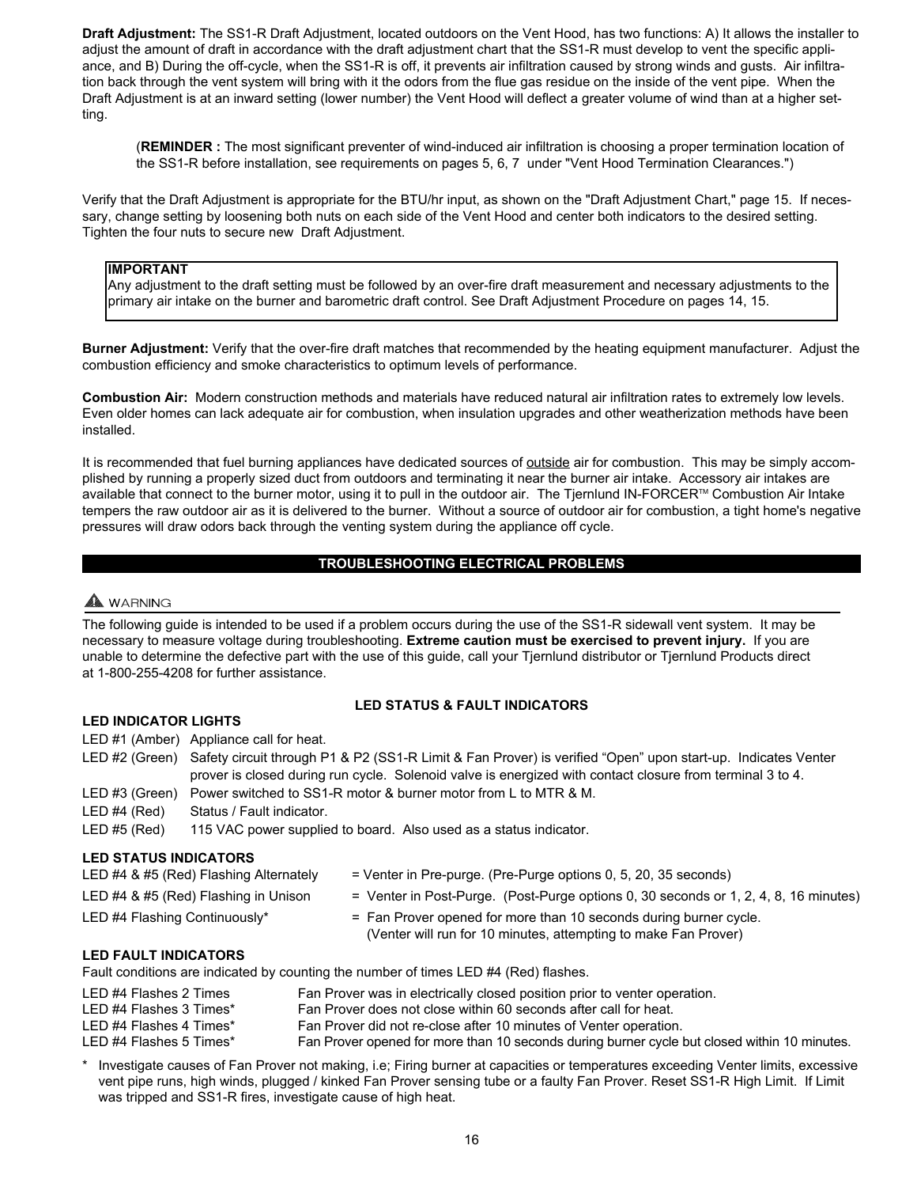**Draft Adjustment:** The SS1-R Draft Adjustment, located outdoors on the Vent Hood, has two functions: A) It allows the installer to adjust the amount of draft in accordance with the draft adjustment chart that the SS1-R must develop to vent the specific appliance, and B) During the off-cycle, when the SS1-R is off, it prevents air infiltration caused by strong winds and gusts. Air infiltration back through the vent system will bring with it the odors from the flue gas residue on the inside of the vent pipe. When the Draft Adjustment is at an inward setting (lower number) the Vent Hood will deflect a greater volume of wind than at a higher setting.

(**REMINDER :** The most significant preventer of wind-induced air infiltration is choosing a proper termination location of the SS1-R before installation, see requirements on pages 5, 6, 7 under "Vent Hood Termination Clearances.")

Verify that the Draft Adjustment is appropriate for the BTU/hr input, as shown on the "Draft Adjustment Chart," page 15. If necessary, change setting by loosening both nuts on each side of the Vent Hood and center both indicators to the desired setting. Tighten the four nuts to secure new Draft Adjustment.

> **IMPORTANT**
> Any adjustment to the draft setting must be followed by an over-fire draft measurement and necessary adjustments to the primary air intake on the burner and barometric draft control. See Draft Adjustment Procedure on pages 14, 15.

**Burner Adjustment:** Verify that the over-fire draft matches that recommended by the heating equipment manufacturer. Adjust the combustion efficiency and smoke characteristics to optimum levels of performance.

**Combustion Air:** Modern construction methods and materials have reduced natural air infiltration rates to extremely low levels. Even older homes can lack adequate air for combustion, when insulation upgrades and other weatherization methods have been installed.

It is recommended that fuel burning appliances have dedicated sources of outside air for combustion. This may be simply accomplished by running a properly sized duct from outdoors and terminating it near the burner air intake. Accessory air intakes are available that connect to the burner motor, using it to pull in the outdoor air. The Tjernlund IN-FORCER™ Combustion Air Intake tempers the raw outdoor air as it is delivered to the burner. Without a source of outdoor air for combustion, a tight home's negative pressures will draw odors back through the venting system during the appliance off cycle.

## TROUBLESHOOTING ELECTRICAL PROBLEMS

**⚠ WARNING**

The following guide is intended to be used if a problem occurs during the use of the SS1-R sidewall vent system. It may be necessary to measure voltage during troubleshooting. **Extreme caution must be exercised to prevent injury.** If you are unable to determine the defective part with the use of this guide, call your Tjernlund distributor or Tjernlund Products direct at 1-800-255-4208 for further assistance.

### LED STATUS & FAULT INDICATORS

**LED INDICATOR LIGHTS**

- LED #1 (Amber) Appliance call for heat.
- LED #2 (Green) Safety circuit through P1 & P2 (SS1-R Limit & Fan Prover) is verified "Open" upon start-up. Indicates Venter prover is closed during run cycle. Solenoid valve is energized with contact closure from terminal 3 to 4.
- LED #3 (Green) Power switched to SS1-R motor & burner motor from L to MTR & M.
- LED #4 (Red) Status / Fault indicator.
- LED #5 (Red) 115 VAC power supplied to board. Also used as a status indicator.

**LED STATUS INDICATORS**

- LED #4 & #5 (Red) Flashing Alternately = Venter in Pre-purge. (Pre-Purge options 0, 5, 20, 35 seconds)
- LED #4 & #5 (Red) Flashing in Unison = Venter in Post-Purge. (Post-Purge options 0, 30 seconds or 1, 2, 4, 8, 16 minutes)
- LED #4 Flashing Continuously* = Fan Prover opened for more than 10 seconds during burner cycle. (Venter will run for 10 minutes, attempting to make Fan Prover)

**LED FAULT INDICATORS**

Fault conditions are indicated by counting the number of times LED #4 (Red) flashes.

- LED #4 Flashes 2 Times Fan Prover was in electrically closed position prior to venter operation.
- LED #4 Flashes 3 Times* Fan Prover does not close within 60 seconds after call for heat.
- LED #4 Flashes 4 Times* Fan Prover did not re-close after 10 minutes of Venter operation.
- LED #4 Flashes 5 Times* Fan Prover opened for more than 10 seconds during burner cycle but closed within 10 minutes.

\* Investigate causes of Fan Prover not making, i.e; Firing burner at capacities or temperatures exceeding Venter limits, excessive vent pipe runs, high winds, plugged / kinked Fan Prover sensing tube or a faulty Fan Prover. Reset SS1-R High Limit. If Limit was tripped and SS1-R fires, investigate cause of high heat.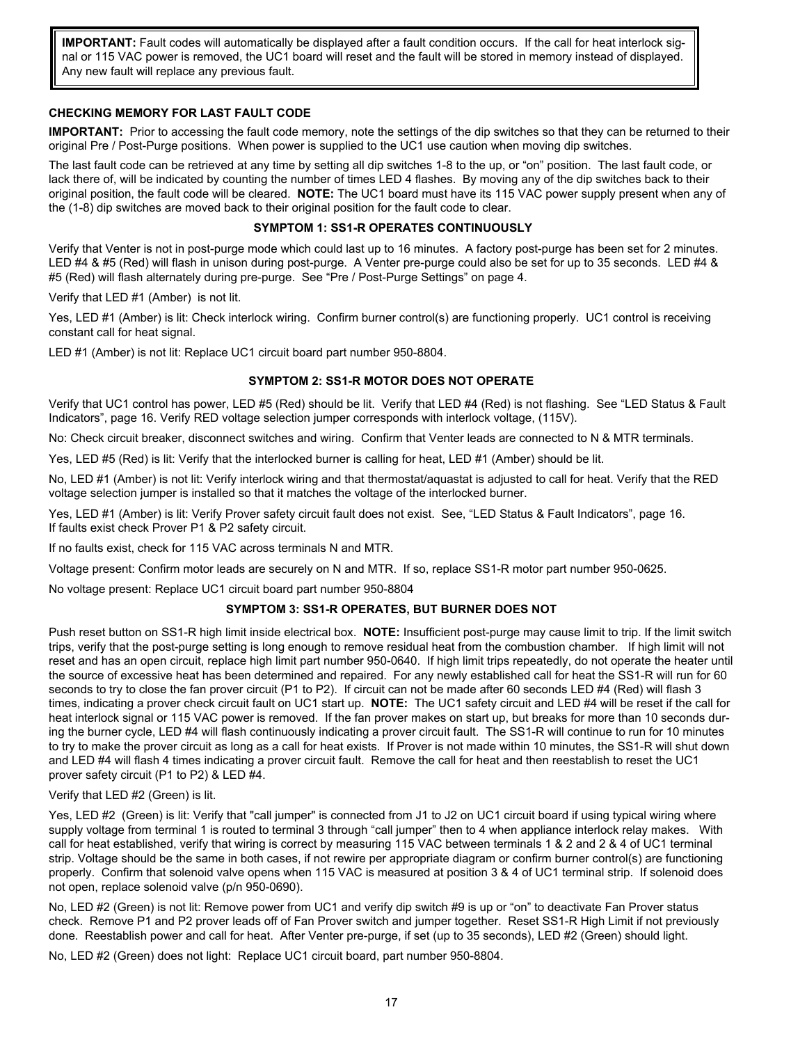> **IMPORTANT:** Fault codes will automatically be displayed after a fault condition occurs. If the call for heat interlock signal or 115 VAC power is removed, the UC1 board will reset and the fault will be stored in memory instead of displayed. Any new fault will replace any previous fault.

### CHECKING MEMORY FOR LAST FAULT CODE

**IMPORTANT:** Prior to accessing the fault code memory, note the settings of the dip switches so that they can be returned to their original Pre / Post-Purge positions. When power is supplied to the UC1 use caution when moving dip switches.

The last fault code can be retrieved at any time by setting all dip switches 1-8 to the up, or "on" position. The last fault code, or lack there of, will be indicated by counting the number of times LED 4 flashes. By moving any of the dip switches back to their original position, the fault code will be cleared. **NOTE:** The UC1 board must have its 115 VAC power supply present when any of the (1-8) dip switches are moved back to their original position for the fault code to clear.

### SYMPTOM 1: SS1-R OPERATES CONTINUOUSLY

Verify that Venter is not in post-purge mode which could last up to 16 minutes. A factory post-purge has been set for 2 minutes. LED #4 & #5 (Red) will flash in unison during post-purge. A Venter pre-purge could also be set for up to 35 seconds. LED #4 & #5 (Red) will flash alternately during pre-purge. See "Pre / Post-Purge Settings" on page 4.

Verify that LED #1 (Amber) is not lit.

Yes, LED #1 (Amber) is lit: Check interlock wiring. Confirm burner control(s) are functioning properly. UC1 control is receiving constant call for heat signal.

LED #1 (Amber) is not lit: Replace UC1 circuit board part number 950-8804.

### SYMPTOM 2: SS1-R MOTOR DOES NOT OPERATE

Verify that UC1 control has power, LED #5 (Red) should be lit. Verify that LED #4 (Red) is not flashing. See "LED Status & Fault Indicators", page 16. Verify RED voltage selection jumper corresponds with interlock voltage, (115V).

No: Check circuit breaker, disconnect switches and wiring. Confirm that Venter leads are connected to N & MTR terminals.

Yes, LED #5 (Red) is lit: Verify that the interlocked burner is calling for heat, LED #1 (Amber) should be lit.

No, LED #1 (Amber) is not lit: Verify interlock wiring and that thermostat/aquastat is adjusted to call for heat. Verify that the RED voltage selection jumper is installed so that it matches the voltage of the interlocked burner.

Yes, LED #1 (Amber) is lit: Verify Prover safety circuit fault does not exist. See, "LED Status & Fault Indicators", page 16. If faults exist check Prover P1 & P2 safety circuit.

If no faults exist, check for 115 VAC across terminals N and MTR.

Voltage present: Confirm motor leads are securely on N and MTR. If so, replace SS1-R motor part number 950-0625.

No voltage present: Replace UC1 circuit board part number 950-8804

### SYMPTOM 3: SS1-R OPERATES, BUT BURNER DOES NOT

Push reset button on SS1-R high limit inside electrical box. **NOTE:** Insufficient post-purge may cause limit to trip. If the limit switch trips, verify that the post-purge setting is long enough to remove residual heat from the combustion chamber. If high limit will not reset and has an open circuit, replace high limit part number 950-0640. If high limit trips repeatedly, do not operate the heater until the source of excessive heat has been determined and repaired. For any newly established call for heat the SS1-R will run for 60 seconds to try to close the fan prover circuit (P1 to P2). If circuit can not be made after 60 seconds LED #4 (Red) will flash 3 times, indicating a prover check circuit fault on UC1 start up. **NOTE:** The UC1 safety circuit and LED #4 will be reset if the call for heat interlock signal or 115 VAC power is removed. If the fan prover makes on start up, but breaks for more than 10 seconds during the burner cycle, LED #4 will flash continuously indicating a prover circuit fault. The SS1-R will continue to run for 10 minutes to try to make the prover circuit as long as a call for heat exists. If Prover is not made within 10 minutes, the SS1-R will shut down and LED #4 will flash 4 times indicating a prover circuit fault. Remove the call for heat and then reestablish to reset the UC1 prover safety circuit (P1 to P2) & LED #4.

Verify that LED #2 (Green) is lit.

Yes, LED #2 (Green) is lit: Verify that "call jumper" is connected from J1 to J2 on UC1 circuit board if using typical wiring where supply voltage from terminal 1 is routed to terminal 3 through "call jumper" then to 4 when appliance interlock relay makes. With call for heat established, verify that wiring is correct by measuring 115 VAC between terminals 1 & 2 and 2 & 4 of UC1 terminal strip. Voltage should be the same in both cases, if not rewire per appropriate diagram or confirm burner control(s) are functioning properly. Confirm that solenoid valve opens when 115 VAC is measured at position 3 & 4 of UC1 terminal strip. If solenoid does not open, replace solenoid valve (p/n 950-0690).

No, LED #2 (Green) is not lit: Remove power from UC1 and verify dip switch #9 is up or "on" to deactivate Fan Prover status check. Remove P1 and P2 prover leads off of Fan Prover switch and jumper together. Reset SS1-R High Limit if not previously done. Reestablish power and call for heat. After Venter pre-purge, if set (up to 35 seconds), LED #2 (Green) should light.

No, LED #2 (Green) does not light: Replace UC1 circuit board, part number 950-8804.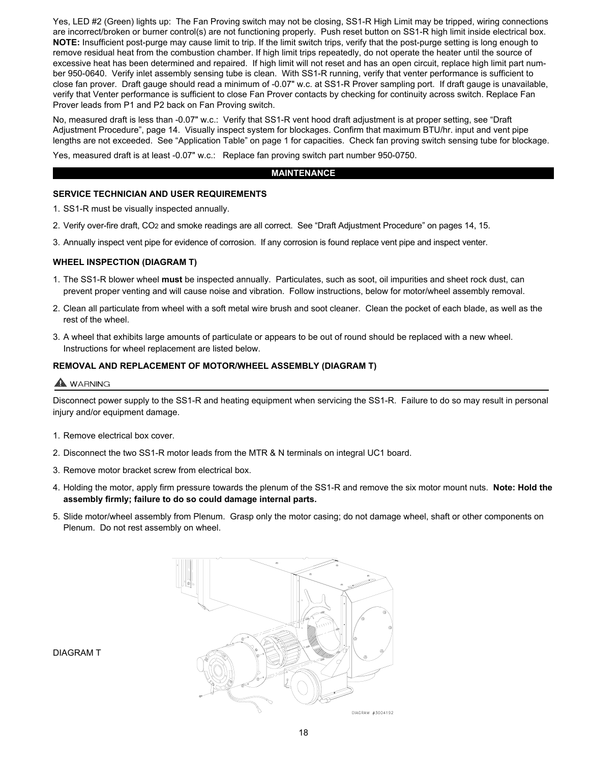Yes, LED #2 (Green) lights up: The Fan Proving switch may not be closing, SS1-R High Limit may be tripped, wiring connections are incorrect/broken or burner control(s) are not functioning properly. Push reset button on SS1-R high limit inside electrical box. **NOTE:** Insufficient post-purge may cause limit to trip. If the limit switch trips, verify that the post-purge setting is long enough to remove residual heat from the combustion chamber. If high limit trips repeatedly, do not operate the heater until the source of excessive heat has been determined and repaired. If high limit will not reset and has an open circuit, replace high limit part number 950-0640. Verify inlet assembly sensing tube is clean. With SS1-R running, verify that venter performance is sufficient to close fan prover. Draft gauge should read a minimum of -0.07" w.c. at SS1-R Prover sampling port. If draft gauge is unavailable, verify that Venter performance is sufficient to close Fan Prover contacts by checking for continuity across switch. Replace Fan Prover leads from P1 and P2 back on Fan Proving switch.

No, measured draft is less than -0.07" w.c.: Verify that SS1-R vent hood draft adjustment is at proper setting, see "Draft Adjustment Procedure", page 14. Visually inspect system for blockages. Confirm that maximum BTU/hr. input and vent pipe lengths are not exceeded. See "Application Table" on page 1 for capacities. Check fan proving switch sensing tube for blockage.

Yes, measured draft is at least -0.07" w.c.: Replace fan proving switch part number 950-0750.

## MAINTENANCE

### SERVICE TECHNICIAN AND USER REQUIREMENTS

1. SS1-R must be visually inspected annually.
2. Verify over-fire draft, $CO_2$ and smoke readings are all correct. See "Draft Adjustment Procedure" on pages 14, 15.
3. Annually inspect vent pipe for evidence of corrosion. If any corrosion is found replace vent pipe and inspect venter.

### WHEEL INSPECTION (DIAGRAM T)

1. The SS1-R blower wheel **must** be inspected annually. Particulates, such as soot, oil impurities and sheet rock dust, can prevent proper venting and will cause noise and vibration. Follow instructions, below for motor/wheel assembly removal.
2. Clean all particulate from wheel with a soft metal wire brush and soot cleaner. Clean the pocket of each blade, as well as the rest of the wheel.
3. A wheel that exhibits large amounts of particulate or appears to be out of round should be replaced with a new wheel. Instructions for wheel replacement are listed below.

### REMOVAL AND REPLACEMENT OF MOTOR/WHEEL ASSEMBLY (DIAGRAM T)

⚠ WARNING

Disconnect power supply to the SS1-R and heating equipment when servicing the SS1-R. Failure to do so may result in personal injury and/or equipment damage.

1. Remove electrical box cover.
2. Disconnect the two SS1-R motor leads from the MTR & N terminals on integral UC1 board.
3. Remove motor bracket screw from electrical box.
4. Holding the motor, apply firm pressure towards the plenum of the SS1-R and remove the six motor mount nuts. **Note: Hold the assembly firmly; failure to do so could damage internal parts.**
5. Slide motor/wheel assembly from Plenum. Grasp only the motor casing; do not damage wheel, shaft or other components on Plenum. Do not rest assembly on wheel.

DIAGRAM T

DIAGRAM #3004192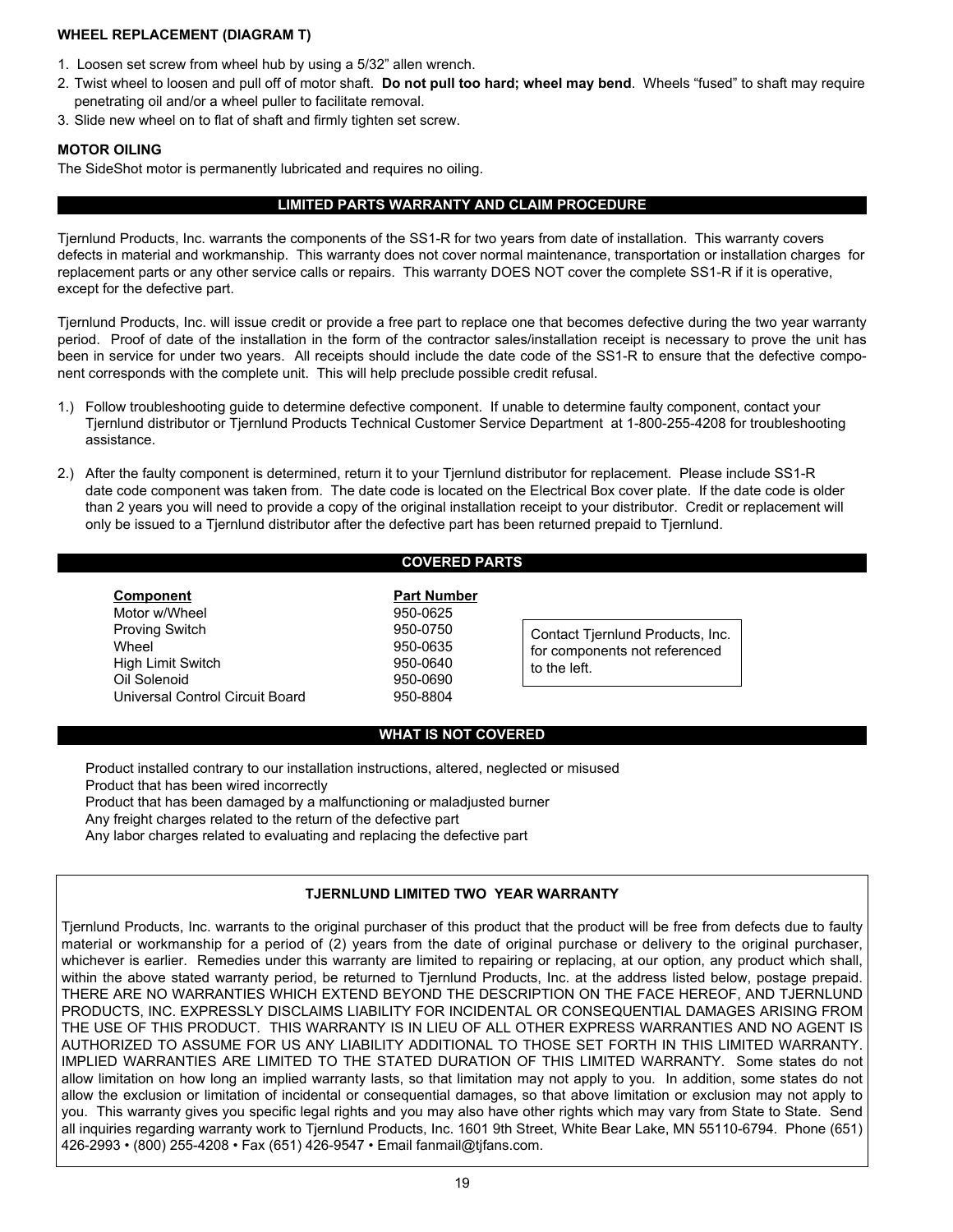## WHEEL REPLACEMENT (DIAGRAM T)

1. Loosen set screw from wheel hub by using a 5/32" allen wrench.
2. Twist wheel to loosen and pull off of motor shaft. **Do not pull too hard; wheel may bend**. Wheels "fused" to shaft may require penetrating oil and/or a wheel puller to facilitate removal.
3. Slide new wheel on to flat of shaft and firmly tighten set screw.

## MOTOR OILING

The SideShot motor is permanently lubricated and requires no oiling.

## LIMITED PARTS WARRANTY AND CLAIM PROCEDURE

Tjernlund Products, Inc. warrants the components of the SS1-R for two years from date of installation. This warranty covers defects in material and workmanship. This warranty does not cover normal maintenance, transportation or installation charges for replacement parts or any other service calls or repairs. This warranty DOES NOT cover the complete SS1-R if it is operative, except for the defective part.

Tjernlund Products, Inc. will issue credit or provide a free part to replace one that becomes defective during the two year warranty period. Proof of date of the installation in the form of the contractor sales/installation receipt is necessary to prove the unit has been in service for under two years. All receipts should include the date code of the SS1-R to ensure that the defective component corresponds with the complete unit. This will help preclude possible credit refusal.

1.) Follow troubleshooting guide to determine defective component. If unable to determine faulty component, contact your Tjernlund distributor or Tjernlund Products Technical Customer Service Department at 1-800-255-4208 for troubleshooting assistance.

2.) After the faulty component is determined, return it to your Tjernlund distributor for replacement. Please include SS1-R date code component was taken from. The date code is located on the Electrical Box cover plate. If the date code is older than 2 years you will need to provide a copy of the original installation receipt to your distributor. Credit or replacement will only be issued to a Tjernlund distributor after the defective part has been returned prepaid to Tjernlund.

## COVERED PARTS

| Component | Part Number |
|---|---|
| Motor w/Wheel | 950-0625 |
| Proving Switch | 950-0750 |
| Wheel | 950-0635 |
| High Limit Switch | 950-0640 |
| Oil Solenoid | 950-0690 |
| Universal Control Circuit Board | 950-8804 |

Contact Tjernlund Products, Inc. for components not referenced to the left.

## WHAT IS NOT COVERED

Product installed contrary to our installation instructions, altered, neglected or misused
Product that has been wired incorrectly
Product that has been damaged by a malfunctioning or maladjusted burner
Any freight charges related to the return of the defective part
Any labor charges related to evaluating and replacing the defective part

### TJERNLUND LIMITED TWO YEAR WARRANTY

Tjernlund Products, Inc. warrants to the original purchaser of this product that the product will be free from defects due to faulty material or workmanship for a period of (2) years from the date of original purchase or delivery to the original purchaser, whichever is earlier. Remedies under this warranty are limited to repairing or replacing, at our option, any product which shall, within the above stated warranty period, be returned to Tjernlund Products, Inc. at the address listed below, postage prepaid. THERE ARE NO WARRANTIES WHICH EXTEND BEYOND THE DESCRIPTION ON THE FACE HEREOF, AND TJERNLUND PRODUCTS, INC. EXPRESSLY DISCLAIMS LIABILITY FOR INCIDENTAL OR CONSEQUENTIAL DAMAGES ARISING FROM THE USE OF THIS PRODUCT. THIS WARRANTY IS IN LIEU OF ALL OTHER EXPRESS WARRANTIES AND NO AGENT IS AUTHORIZED TO ASSUME FOR US ANY LIABILITY ADDITIONAL TO THOSE SET FORTH IN THIS LIMITED WARRANTY. IMPLIED WARRANTIES ARE LIMITED TO THE STATED DURATION OF THIS LIMITED WARRANTY. Some states do not allow limitation on how long an implied warranty lasts, so that limitation may not apply to you. In addition, some states do not allow the exclusion or limitation of incidental or consequential damages, so that above limitation or exclusion may not apply to you. This warranty gives you specific legal rights and you may also have other rights which may vary from State to State. Send all inquiries regarding warranty work to Tjernlund Products, Inc. 1601 9th Street, White Bear Lake, MN 55110-6794. Phone (651) 426-2993 • (800) 255-4208 • Fax (651) 426-9547 • Email fanmail@tjfans.com.